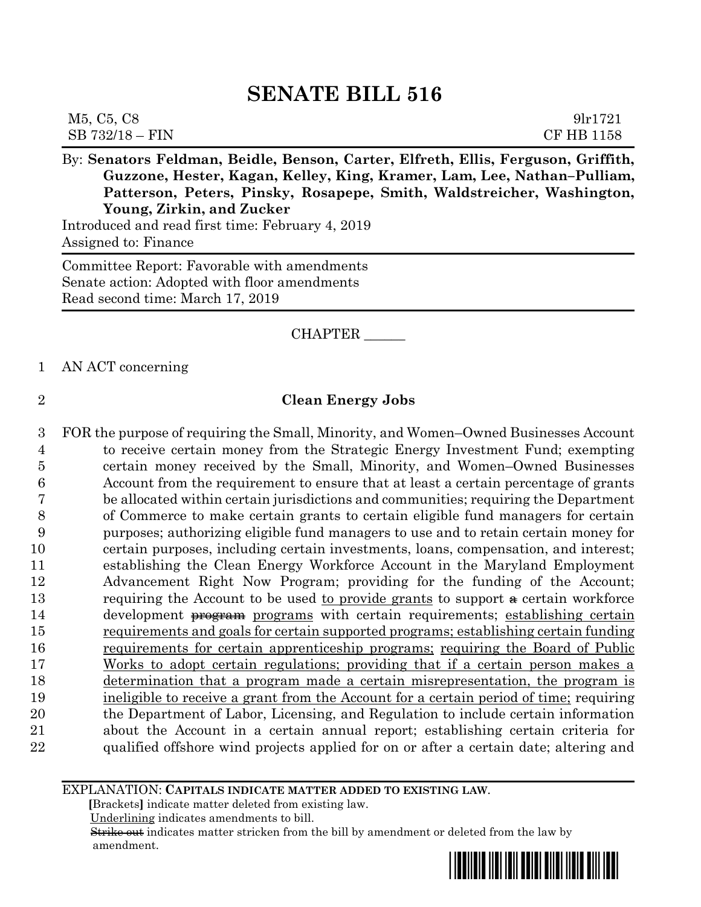# SENATE BILL 516

M5, C5, C8 9lr1721
SB 732/18 – FIN CF HB 1158

By: **Senators Feldman, Beidle, Benson, Carter, Elfreth, Ellis, Ferguson, Griffith, Guzzone, Hester, Kagan, Kelley, King, Kramer, Lam, Lee, Nathan–Pulliam, Patterson, Peters, Pinsky, Rosapepe, Smith, Waldstreicher, Washington, Young, Zirkin, and Zucker**

Introduced and read first time: February 4, 2019
Assigned to: Finance

Committee Report: Favorable with amendments
Senate action: Adopted with floor amendments
Read second time: March 17, 2019

CHAPTER ______

1 AN ACT concerning

2 **Clean Energy Jobs**

3 FOR the purpose of requiring the Small, Minority, and Women–Owned Businesses Account
4 to receive certain money from the Strategic Energy Investment Fund; exempting
5 certain money received by the Small, Minority, and Women–Owned Businesses
6 Account from the requirement to ensure that at least a certain percentage of grants
7 be allocated within certain jurisdictions and communities; requiring the Department
8 of Commerce to make certain grants to certain eligible fund managers for certain
9 purposes; authorizing eligible fund managers to use and to retain certain money for
10 certain purposes, including certain investments, loans, compensation, and interest;
11 establishing the Clean Energy Workforce Account in the Maryland Employment
12 Advancement Right Now Program; providing for the funding of the Account;
13 requiring the Account to be used <u>to provide grants</u> to support ~~a~~ certain workforce
14 development ~~program~~ <u>programs</u> with certain requirements; <u>establishing certain</u>
15 <u>requirements and goals for certain supported programs; establishing certain funding</u>
16 <u>requirements for certain apprenticeship programs;</u> <u>requiring the Board of Public</u>
17 <u>Works to adopt certain regulations; providing that if a certain person makes a</u>
18 <u>determination that a program made a certain misrepresentation, the program is</u>
19 <u>ineligible to receive a grant from the Account for a certain period of time;</u> requiring
20 the Department of Labor, Licensing, and Regulation to include certain information
21 about the Account in a certain annual report; establishing certain criteria for
22 qualified offshore wind projects applied for on or after a certain date; altering and

EXPLANATION: **CAPITALS INDICATE MATTER ADDED TO EXISTING LAW.**
**[**Brackets**]** indicate matter deleted from existing law.
<u>Underlining</u> indicates amendments to bill.
~~Strike out~~ indicates matter stricken from the bill by amendment or deleted from the law by amendment.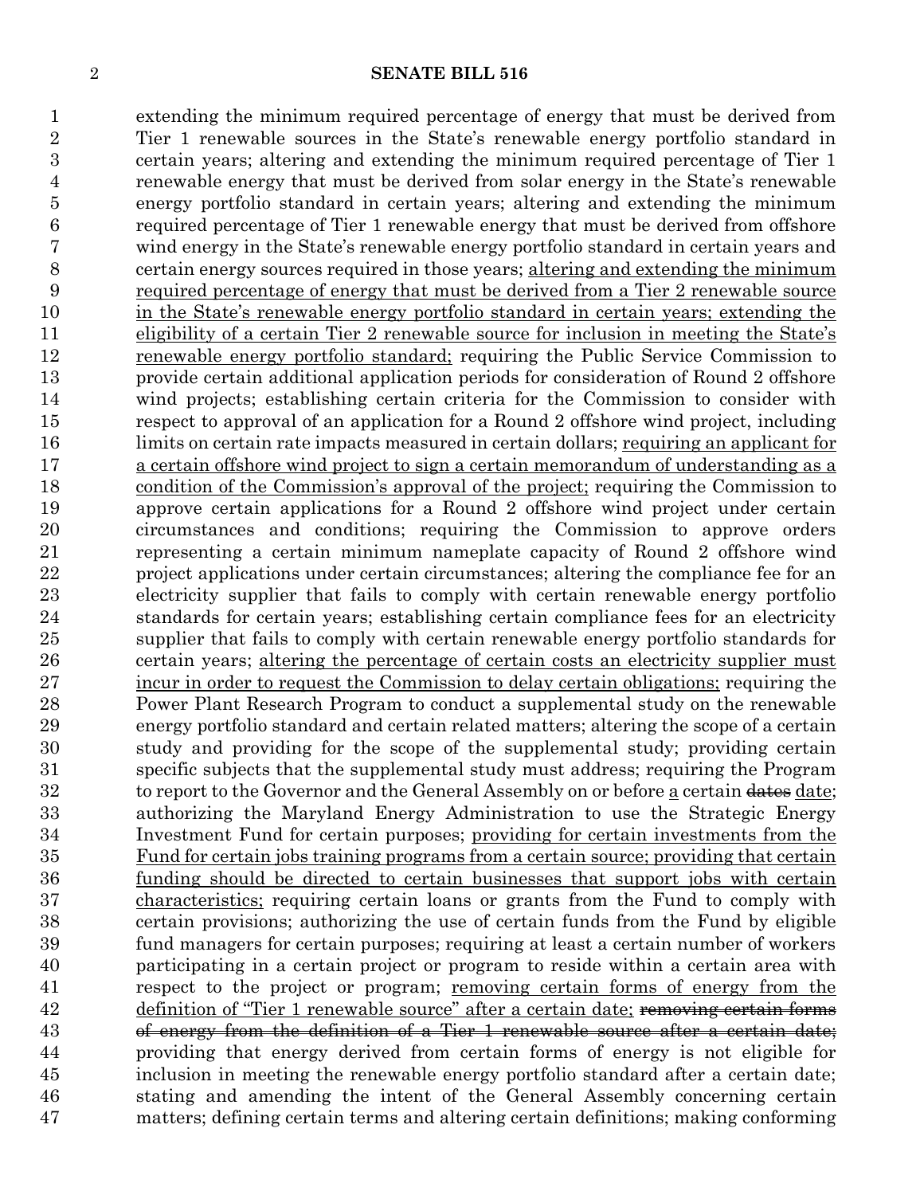extending the minimum required percentage of energy that must be derived from Tier 1 renewable sources in the State's renewable energy portfolio standard in certain years; altering and extending the minimum required percentage of Tier 1 renewable energy that must be derived from solar energy in the State's renewable energy portfolio standard in certain years; altering and extending the minimum required percentage of Tier 1 renewable energy that must be derived from offshore wind energy in the State's renewable energy portfolio standard in certain years and certain energy sources required in those years; <u>altering and extending the minimum required percentage of energy that must be derived from a Tier 2 renewable source in the State's renewable energy portfolio standard in certain years; extending the eligibility of a certain Tier 2 renewable source for inclusion in meeting the State's renewable energy portfolio standard;</u> requiring the Public Service Commission to provide certain additional application periods for consideration of Round 2 offshore wind projects; establishing certain criteria for the Commission to consider with respect to approval of an application for a Round 2 offshore wind project, including limits on certain rate impacts measured in certain dollars; <u>requiring an applicant for a certain offshore wind project to sign a certain memorandum of understanding as a condition of the Commission's approval of the project;</u> requiring the Commission to approve certain applications for a Round 2 offshore wind project under certain circumstances and conditions; requiring the Commission to approve orders representing a certain minimum nameplate capacity of Round 2 offshore wind project applications under certain circumstances; altering the compliance fee for an electricity supplier that fails to comply with certain renewable energy portfolio standards for certain years; establishing certain compliance fees for an electricity supplier that fails to comply with certain renewable energy portfolio standards for certain years; <u>altering the percentage of certain costs an electricity supplier must incur in order to request the Commission to delay certain obligations;</u> requiring the Power Plant Research Program to conduct a supplemental study on the renewable energy portfolio standard and certain related matters; altering the scope of a certain study and providing for the scope of the supplemental study; providing certain specific subjects that the supplemental study must address; requiring the Program to report to the Governor and the General Assembly on or before <u>a</u> certain ~~dates~~ <u>date</u>; authorizing the Maryland Energy Administration to use the Strategic Energy Investment Fund for certain purposes; <u>providing for certain investments from the Fund for certain jobs training programs from a certain source; providing that certain funding should be directed to certain businesses that support jobs with certain characteristics;</u> requiring certain loans or grants from the Fund to comply with certain provisions; authorizing the use of certain funds from the Fund by eligible fund managers for certain purposes; requiring at least a certain number of workers participating in a certain project or program to reside within a certain area with respect to the project or program; <u>removing certain forms of energy from the definition of "Tier 1 renewable source" after a certain date;</u> ~~removing certain forms of energy from the definition of a Tier 1 renewable source after a certain date;~~ providing that energy derived from certain forms of energy is not eligible for inclusion in meeting the renewable energy portfolio standard after a certain date; stating and amending the intent of the General Assembly concerning certain matters; defining certain terms and altering certain definitions; making conforming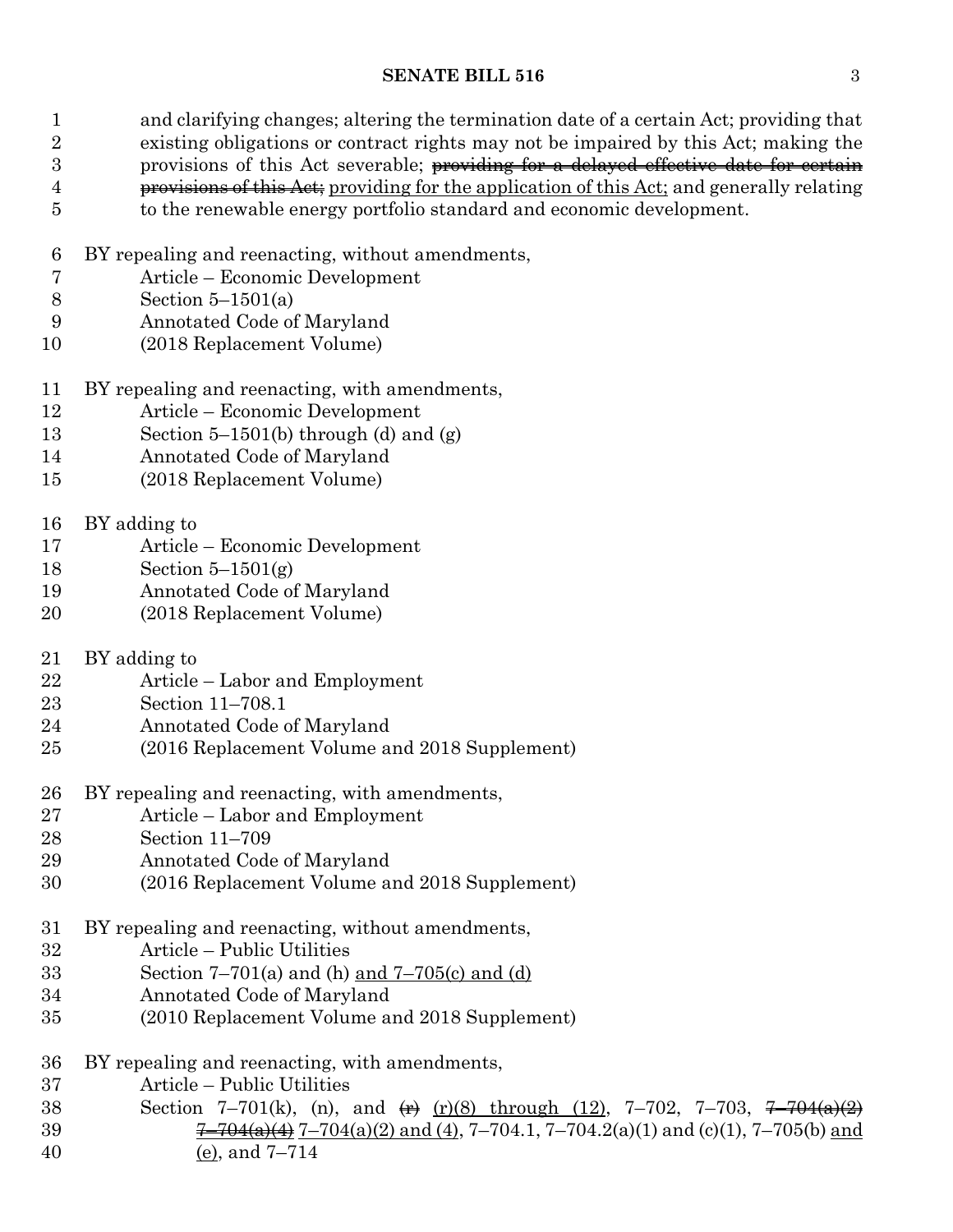and clarifying changes; altering the termination date of a certain Act; providing that existing obligations or contract rights may not be impaired by this Act; making the provisions of this Act severable; ~~providing for a delayed effective date for certain provisions of this Act;~~ providing for the application of this Act; and generally relating to the renewable energy portfolio standard and economic development.

BY repealing and reenacting, without amendments,
Article – Economic Development
Section 5–1501(a)
Annotated Code of Maryland
(2018 Replacement Volume)

BY repealing and reenacting, with amendments,
Article – Economic Development
Section 5–1501(b) through (d) and (g)
Annotated Code of Maryland
(2018 Replacement Volume)

BY adding to
Article – Economic Development
Section 5–1501(g)
Annotated Code of Maryland
(2018 Replacement Volume)

BY adding to
Article – Labor and Employment
Section 11–708.1
Annotated Code of Maryland
(2016 Replacement Volume and 2018 Supplement)

BY repealing and reenacting, with amendments,
Article – Labor and Employment
Section 11–709
Annotated Code of Maryland
(2016 Replacement Volume and 2018 Supplement)

BY repealing and reenacting, without amendments,
Article – Public Utilities
Section 7–701(a) and (h) and 7–705(c) and (d)
Annotated Code of Maryland
(2010 Replacement Volume and 2018 Supplement)

BY repealing and reenacting, with amendments,
Article – Public Utilities
Section 7–701(k), (n), and ~~(r)~~ (r)(8) through (12), 7–702, 7–703, ~~7–704(a)(2) 7–704(a)(4)~~ 7–704(a)(2) and (4), 7–704.1, 7–704.2(a)(1) and (c)(1), 7–705(b) and (e), and 7–714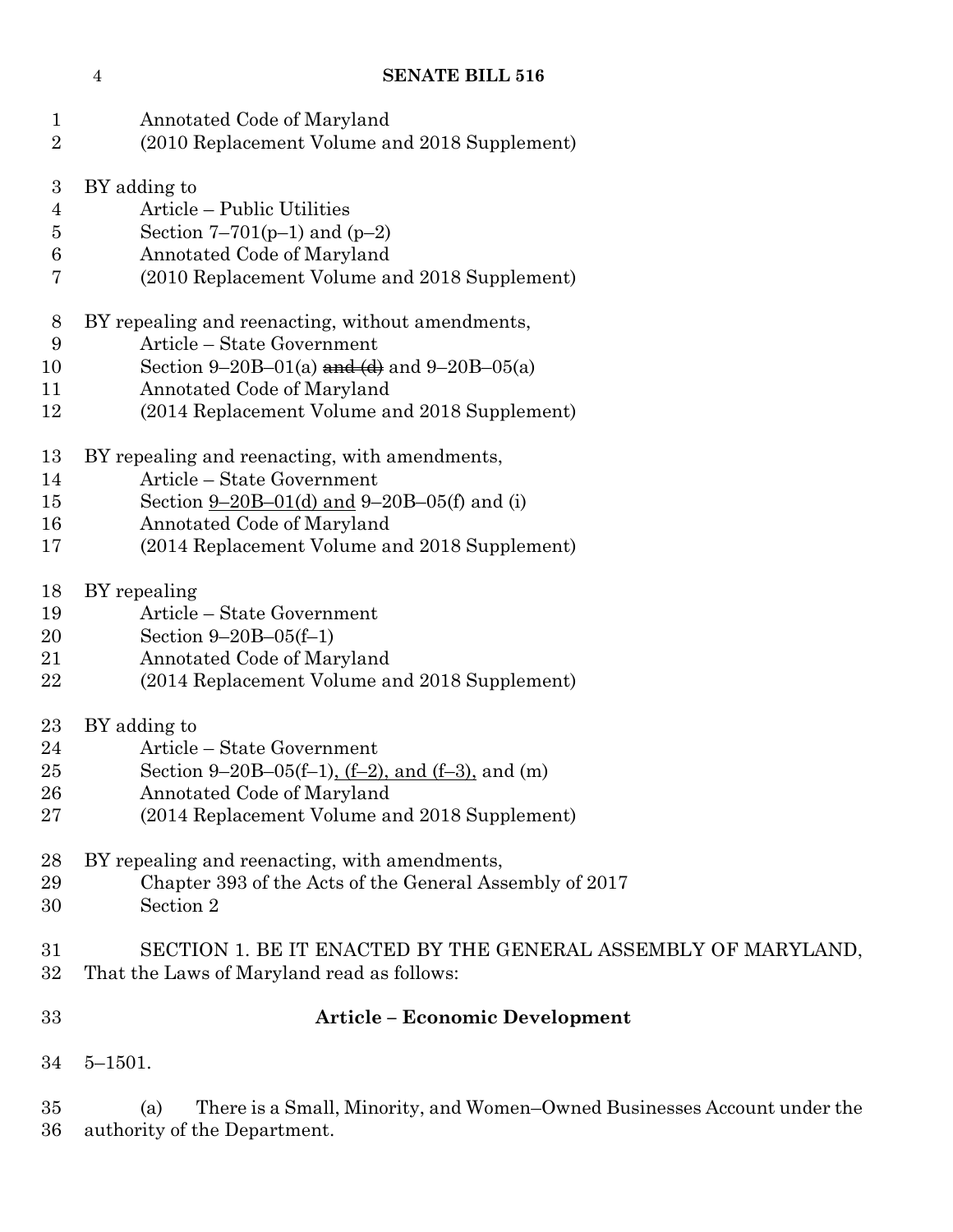Annotated Code of Maryland
(2010 Replacement Volume and 2018 Supplement)

BY adding to
Article – Public Utilities
Section 7–701(p–1) and (p–2)
Annotated Code of Maryland
(2010 Replacement Volume and 2018 Supplement)

BY repealing and reenacting, without amendments,
Article – State Government
Section 9–20B–01(a) ~~and (d)~~ and 9–20B–05(a)
Annotated Code of Maryland
(2014 Replacement Volume and 2018 Supplement)

BY repealing and reenacting, with amendments,
Article – State Government
Section 9–20B–01(d) and 9–20B–05(f) and (i)
Annotated Code of Maryland
(2014 Replacement Volume and 2018 Supplement)

BY repealing
Article – State Government
Section 9–20B–05(f–1)
Annotated Code of Maryland
(2014 Replacement Volume and 2018 Supplement)

BY adding to
Article – State Government
Section 9–20B–05(f–1), (f–2), and (f–3), and (m)
Annotated Code of Maryland
(2014 Replacement Volume and 2018 Supplement)

BY repealing and reenacting, with amendments,
Chapter 393 of the Acts of the General Assembly of 2017
Section 2

SECTION 1. BE IT ENACTED BY THE GENERAL ASSEMBLY OF MARYLAND, That the Laws of Maryland read as follows:

**Article – Economic Development**

5–1501.

(a) There is a Small, Minority, and Women–Owned Businesses Account under the authority of the Department.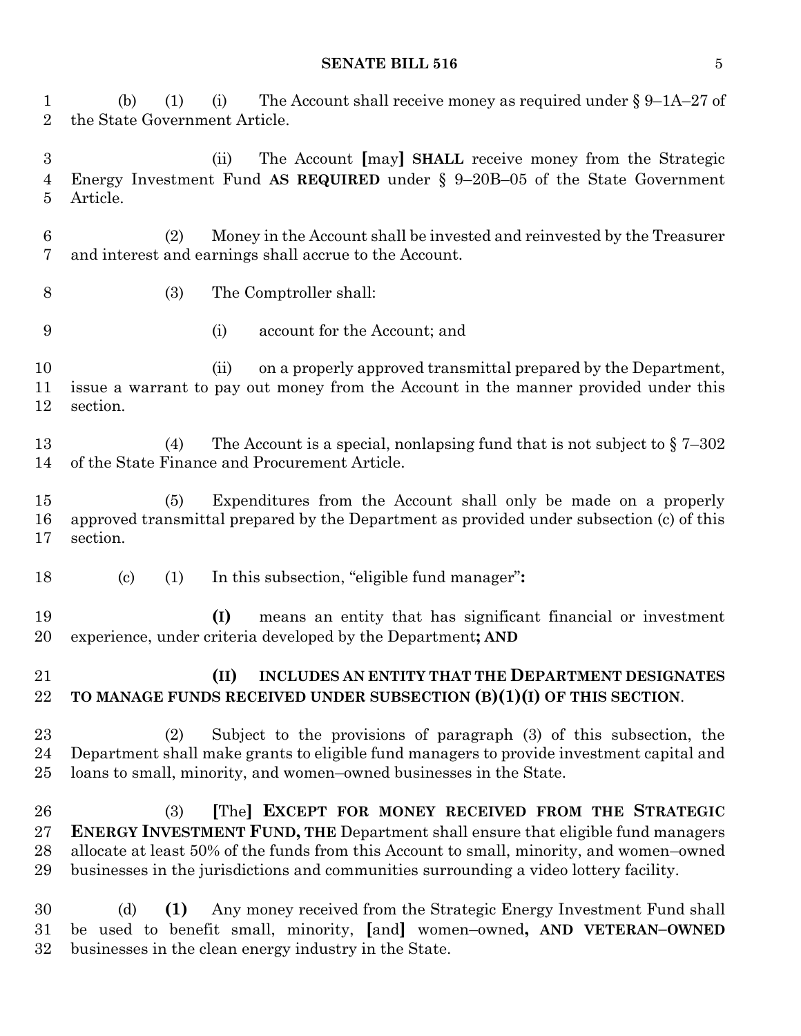(b) (1) (i) The Account shall receive money as required under § 9–1A–27 of the State Government Article.

(ii) The Account [may] **SHALL** receive money from the Strategic Energy Investment Fund **AS REQUIRED** under § 9–20B–05 of the State Government Article.

(2) Money in the Account shall be invested and reinvested by the Treasurer and interest and earnings shall accrue to the Account.

(3) The Comptroller shall:

(i) account for the Account; and

(ii) on a properly approved transmittal prepared by the Department, issue a warrant to pay out money from the Account in the manner provided under this section.

(4) The Account is a special, nonlapsing fund that is not subject to § 7–302 of the State Finance and Procurement Article.

(5) Expenditures from the Account shall only be made on a properly approved transmittal prepared by the Department as provided under subsection (c) of this section.

(c) (1) In this subsection, "eligible fund manager"**:**

**(I)** means an entity that has significant financial or investment experience, under criteria developed by the Department**; AND**

**(II) INCLUDES AN ENTITY THAT THE DEPARTMENT DESIGNATES TO MANAGE FUNDS RECEIVED UNDER SUBSECTION (B)(1)(I) OF THIS SECTION**.

(2) Subject to the provisions of paragraph (3) of this subsection, the Department shall make grants to eligible fund managers to provide investment capital and loans to small, minority, and women–owned businesses in the State.

(3) [The] **EXCEPT FOR MONEY RECEIVED FROM THE STRATEGIC ENERGY INVESTMENT FUND, THE** Department shall ensure that eligible fund managers allocate at least 50% of the funds from this Account to small, minority, and women–owned businesses in the jurisdictions and communities surrounding a video lottery facility.

(d) **(1)** Any money received from the Strategic Energy Investment Fund shall be used to benefit small, minority, [and] women–owned**, AND VETERAN–OWNED** businesses in the clean energy industry in the State.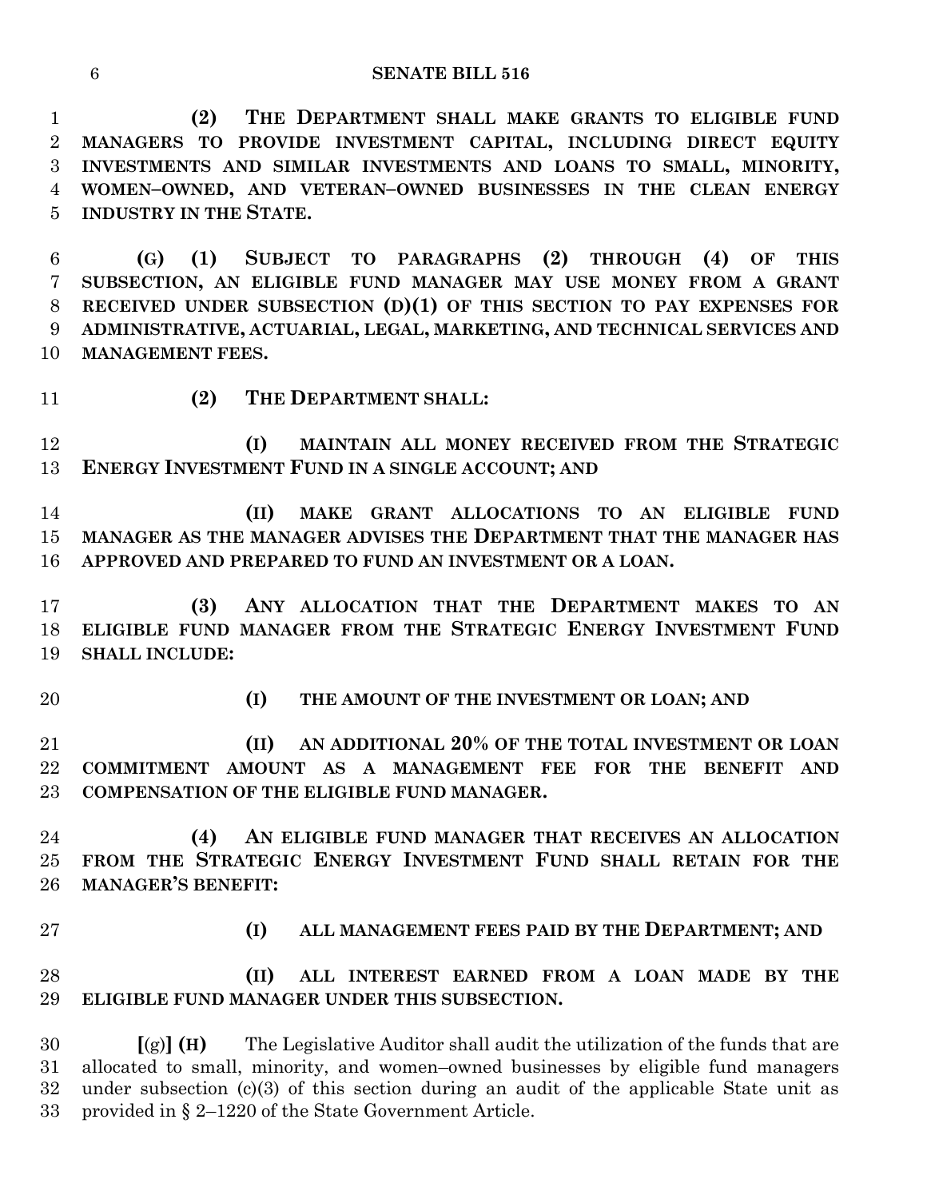**(2) THE DEPARTMENT SHALL MAKE GRANTS TO ELIGIBLE FUND MANAGERS TO PROVIDE INVESTMENT CAPITAL, INCLUDING DIRECT EQUITY INVESTMENTS AND SIMILAR INVESTMENTS AND LOANS TO SMALL, MINORITY, WOMEN–OWNED, AND VETERAN–OWNED BUSINESSES IN THE CLEAN ENERGY INDUSTRY IN THE STATE.**

**(G) (1) SUBJECT TO PARAGRAPHS (2) THROUGH (4) OF THIS SUBSECTION, AN ELIGIBLE FUND MANAGER MAY USE MONEY FROM A GRANT RECEIVED UNDER SUBSECTION (D)(1) OF THIS SECTION TO PAY EXPENSES FOR ADMINISTRATIVE, ACTUARIAL, LEGAL, MARKETING, AND TECHNICAL SERVICES AND MANAGEMENT FEES.**

**(2) THE DEPARTMENT SHALL:**

**(I) MAINTAIN ALL MONEY RECEIVED FROM THE STRATEGIC ENERGY INVESTMENT FUND IN A SINGLE ACCOUNT; AND**

**(II) MAKE GRANT ALLOCATIONS TO AN ELIGIBLE FUND MANAGER AS THE MANAGER ADVISES THE DEPARTMENT THAT THE MANAGER HAS APPROVED AND PREPARED TO FUND AN INVESTMENT OR A LOAN.**

**(3) ANY ALLOCATION THAT THE DEPARTMENT MAKES TO AN ELIGIBLE FUND MANAGER FROM THE STRATEGIC ENERGY INVESTMENT FUND SHALL INCLUDE:**

**(I) THE AMOUNT OF THE INVESTMENT OR LOAN; AND**

**(II) AN ADDITIONAL 20% OF THE TOTAL INVESTMENT OR LOAN COMMITMENT AMOUNT AS A MANAGEMENT FEE FOR THE BENEFIT AND COMPENSATION OF THE ELIGIBLE FUND MANAGER.**

**(4) AN ELIGIBLE FUND MANAGER THAT RECEIVES AN ALLOCATION FROM THE STRATEGIC ENERGY INVESTMENT FUND SHALL RETAIN FOR THE MANAGER'S BENEFIT:**

**(I) ALL MANAGEMENT FEES PAID BY THE DEPARTMENT; AND**

**(II) ALL INTEREST EARNED FROM A LOAN MADE BY THE ELIGIBLE FUND MANAGER UNDER THIS SUBSECTION.**

**[**(g)**] (H)** The Legislative Auditor shall audit the utilization of the funds that are allocated to small, minority, and women–owned businesses by eligible fund managers under subsection (c)(3) of this section during an audit of the applicable State unit as provided in § 2–1220 of the State Government Article.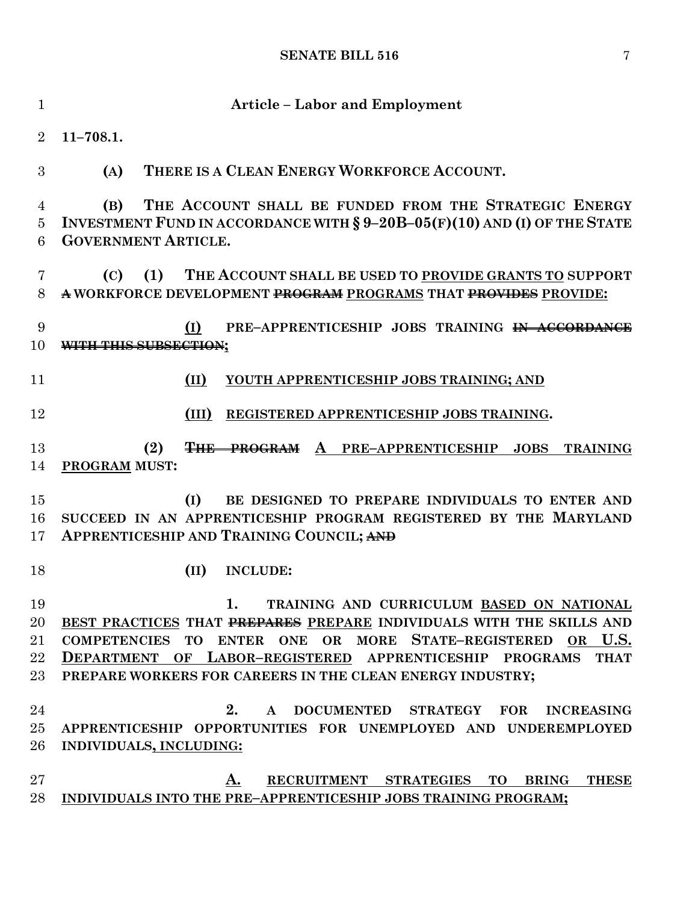**Article – Labor and Employment**

**11–708.1.**

**(A) THERE IS A CLEAN ENERGY WORKFORCE ACCOUNT.**

**(B) THE ACCOUNT SHALL BE FUNDED FROM THE STRATEGIC ENERGY INVESTMENT FUND IN ACCORDANCE WITH § 9–20B–05(F)(10) AND (I) OF THE STATE GOVERNMENT ARTICLE.**

**(C) (1) THE ACCOUNT SHALL BE USED TO <u>PROVIDE GRANTS TO</u> SUPPORT ~~A~~ WORKFORCE DEVELOPMENT ~~PROGRAM~~ <u>PROGRAMS</u> THAT ~~PROVIDES~~ <u>PROVIDE:</u>**

**<u>(I)</u> PRE–APPRENTICESHIP JOBS TRAINING ~~IN ACCORDANCE WITH THIS SUBSECTION~~<u>;</u>**

**<u>(II) YOUTH APPRENTICESHIP JOBS TRAINING; AND</u>**

**<u>(III) REGISTERED APPRENTICESHIP JOBS TRAINING</u>.**

**(2) ~~THE PROGRAM~~ <u>A PRE–APPRENTICESHIP JOBS TRAINING PROGRAM</u> MUST:**

**(I) BE DESIGNED TO PREPARE INDIVIDUALS TO ENTER AND SUCCEED IN AN APPRENTICESHIP PROGRAM REGISTERED BY THE MARYLAND APPRENTICESHIP AND TRAINING COUNCIL; ~~AND~~**

**(II) INCLUDE:**

**1. TRAINING AND CURRICULUM <u>BASED ON NATIONAL BEST PRACTICES</u> THAT ~~PREPARES~~ <u>PREPARE</u> INDIVIDUALS WITH THE SKILLS AND COMPETENCIES TO ENTER ONE OR MORE STATE–REGISTERED <u>OR U.S. DEPARTMENT OF LABOR–REGISTERED</u> APPRENTICESHIP PROGRAMS THAT PREPARE WORKERS FOR CAREERS IN THE CLEAN ENERGY INDUSTRY;**

**2. A DOCUMENTED STRATEGY FOR INCREASING APPRENTICESHIP OPPORTUNITIES FOR UNEMPLOYED AND UNDEREMPLOYED INDIVIDUALS<u>, INCLUDING:</u>**

**<u>A. RECRUITMENT STRATEGIES TO BRING THESE INDIVIDUALS INTO THE PRE–APPRENTICESHIP JOBS TRAINING PROGRAM;</u>**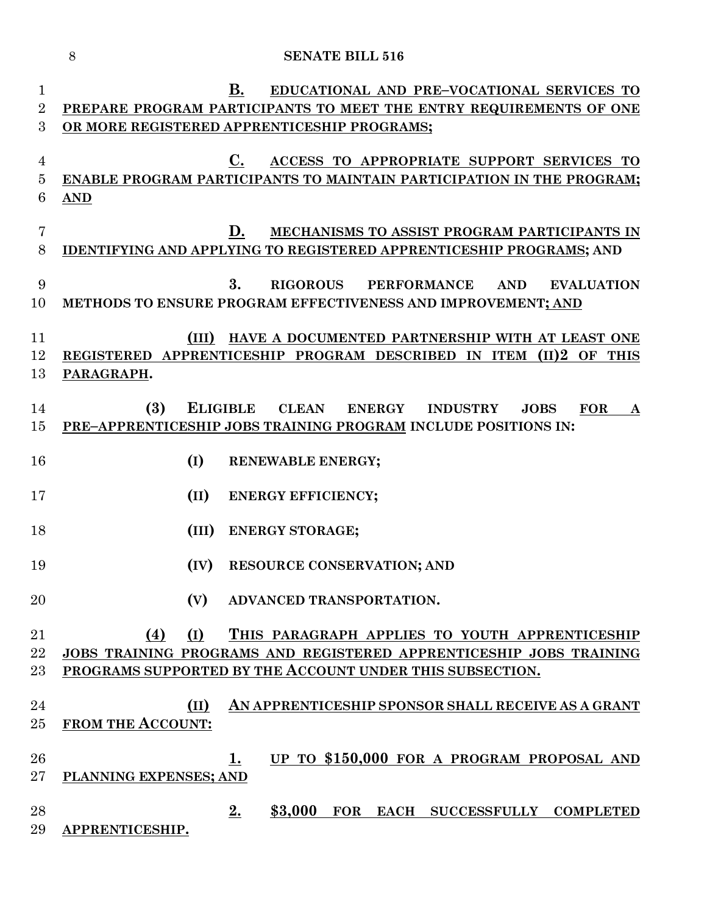B. EDUCATIONAL AND PRE–VOCATIONAL SERVICES TO PREPARE PROGRAM PARTICIPANTS TO MEET THE ENTRY REQUIREMENTS OF ONE OR MORE REGISTERED APPRENTICESHIP PROGRAMS;

C. ACCESS TO APPROPRIATE SUPPORT SERVICES TO ENABLE PROGRAM PARTICIPANTS TO MAINTAIN PARTICIPATION IN THE PROGRAM; AND

D. MECHANISMS TO ASSIST PROGRAM PARTICIPANTS IN IDENTIFYING AND APPLYING TO REGISTERED APPRENTICESHIP PROGRAMS; AND

3. RIGOROUS PERFORMANCE AND EVALUATION METHODS TO ENSURE PROGRAM EFFECTIVENESS AND IMPROVEMENT; AND

(III) HAVE A DOCUMENTED PARTNERSHIP WITH AT LEAST ONE REGISTERED APPRENTICESHIP PROGRAM DESCRIBED IN ITEM (II)2 OF THIS PARAGRAPH.

**(3) ELIGIBLE CLEAN ENERGY INDUSTRY JOBS FOR A PRE–APPRENTICESHIP JOBS TRAINING PROGRAM INCLUDE POSITIONS IN:**

**(I) RENEWABLE ENERGY;**

**(II) ENERGY EFFICIENCY;**

**(III) ENERGY STORAGE;**

**(IV) RESOURCE CONSERVATION; AND**

**(V) ADVANCED TRANSPORTATION.**

(4) (I) THIS PARAGRAPH APPLIES TO YOUTH APPRENTICESHIP JOBS TRAINING PROGRAMS AND REGISTERED APPRENTICESHIP JOBS TRAINING PROGRAMS SUPPORTED BY THE ACCOUNT UNDER THIS SUBSECTION.

(II) AN APPRENTICESHIP SPONSOR SHALL RECEIVE AS A GRANT FROM THE ACCOUNT:

1. UP TO $150,000 FOR A PROGRAM PROPOSAL AND PLANNING EXPENSES; AND

2. $3,000 FOR EACH SUCCESSFULLY COMPLETED APPRENTICESHIP.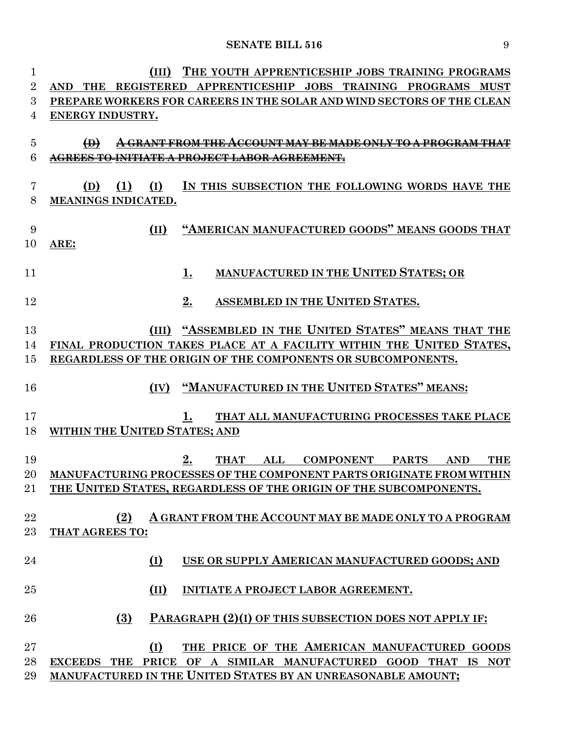(III) THE YOUTH APPRENTICESHIP JOBS TRAINING PROGRAMS AND THE REGISTERED APPRENTICESHIP JOBS TRAINING PROGRAMS MUST PREPARE WORKERS FOR CAREERS IN THE SOLAR AND WIND SECTORS OF THE CLEAN ENERGY INDUSTRY.

~~(D) A GRANT FROM THE ACCOUNT MAY BE MADE ONLY TO A PROGRAM THAT AGREES TO INITIATE A PROJECT LABOR AGREEMENT.~~

(D) (1) (I) IN THIS SUBSECTION THE FOLLOWING WORDS HAVE THE MEANINGS INDICATED.

(II) "AMERICAN MANUFACTURED GOODS" MEANS GOODS THAT ARE:

1. MANUFACTURED IN THE UNITED STATES; OR

2. ASSEMBLED IN THE UNITED STATES.

(III) "ASSEMBLED IN THE UNITED STATES" MEANS THAT THE FINAL PRODUCTION TAKES PLACE AT A FACILITY WITHIN THE UNITED STATES, REGARDLESS OF THE ORIGIN OF THE COMPONENTS OR SUBCOMPONENTS.

(IV) "MANUFACTURED IN THE UNITED STATES" MEANS:

1. THAT ALL MANUFACTURING PROCESSES TAKE PLACE WITHIN THE UNITED STATES; AND

2. THAT ALL COMPONENT PARTS AND THE MANUFACTURING PROCESSES OF THE COMPONENT PARTS ORIGINATE FROM WITHIN THE UNITED STATES, REGARDLESS OF THE ORIGIN OF THE SUBCOMPONENTS.

(2) A GRANT FROM THE ACCOUNT MAY BE MADE ONLY TO A PROGRAM THAT AGREES TO:

(I) USE OR SUPPLY AMERICAN MANUFACTURED GOODS; AND

(II) INITIATE A PROJECT LABOR AGREEMENT.

(3) PARAGRAPH (2)(I) OF THIS SUBSECTION DOES NOT APPLY IF:

(I) THE PRICE OF THE AMERICAN MANUFACTURED GOODS EXCEEDS THE PRICE OF A SIMILAR MANUFACTURED GOOD THAT IS NOT MANUFACTURED IN THE UNITED STATES BY AN UNREASONABLE AMOUNT;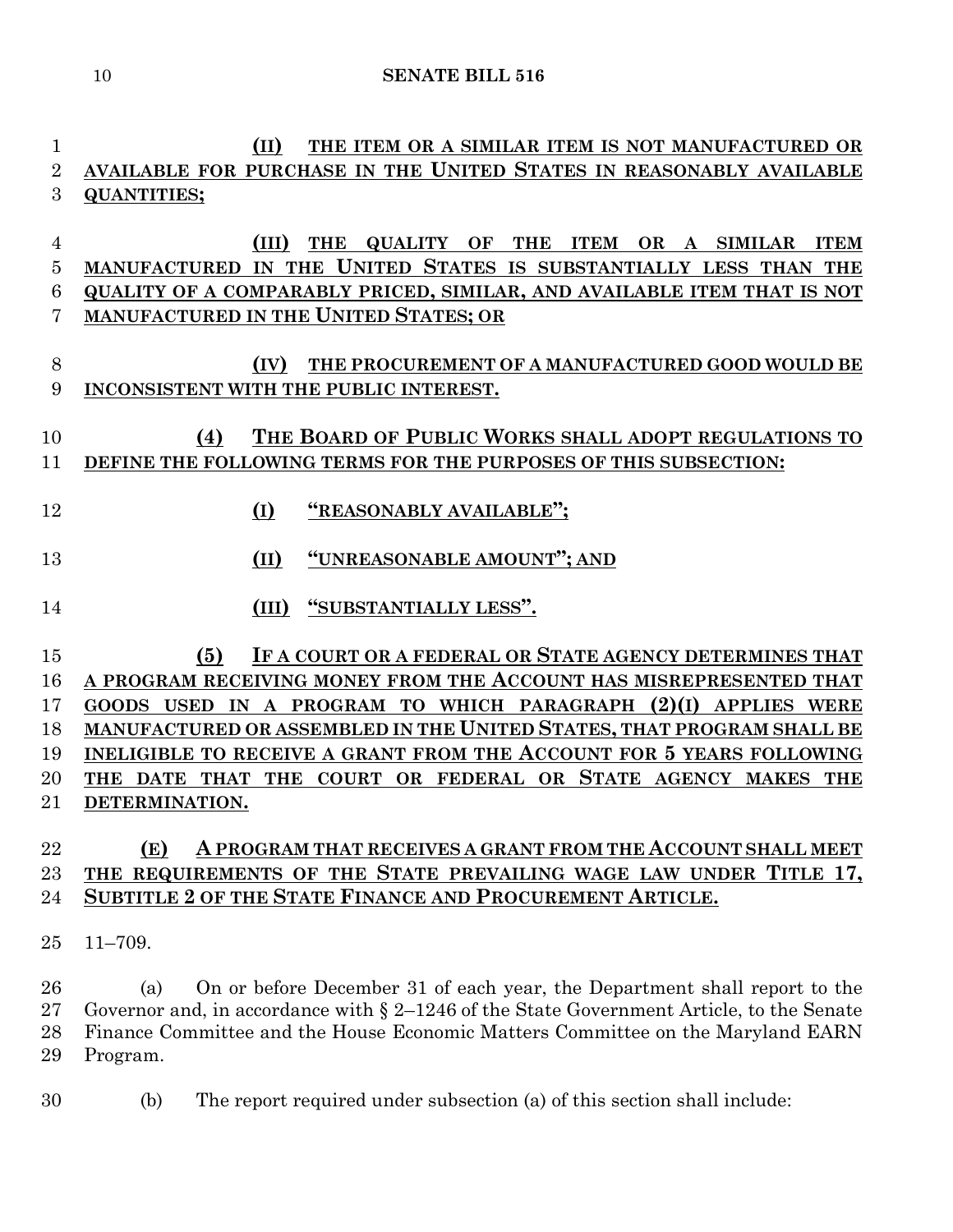(II) THE ITEM OR A SIMILAR ITEM IS NOT MANUFACTURED OR AVAILABLE FOR PURCHASE IN THE UNITED STATES IN REASONABLY AVAILABLE QUANTITIES;

(III) THE QUALITY OF THE ITEM OR A SIMILAR ITEM MANUFACTURED IN THE UNITED STATES IS SUBSTANTIALLY LESS THAN THE QUALITY OF A COMPARABLY PRICED, SIMILAR, AND AVAILABLE ITEM THAT IS NOT MANUFACTURED IN THE UNITED STATES; OR

(IV) THE PROCUREMENT OF A MANUFACTURED GOOD WOULD BE INCONSISTENT WITH THE PUBLIC INTEREST.

(4) THE BOARD OF PUBLIC WORKS SHALL ADOPT REGULATIONS TO DEFINE THE FOLLOWING TERMS FOR THE PURPOSES OF THIS SUBSECTION:

(I) "REASONABLY AVAILABLE";

(II) "UNREASONABLE AMOUNT"; AND

(III) "SUBSTANTIALLY LESS".

(5) IF A COURT OR A FEDERAL OR STATE AGENCY DETERMINES THAT A PROGRAM RECEIVING MONEY FROM THE ACCOUNT HAS MISREPRESENTED THAT GOODS USED IN A PROGRAM TO WHICH PARAGRAPH (2)(I) APPLIES WERE MANUFACTURED OR ASSEMBLED IN THE UNITED STATES, THAT PROGRAM SHALL BE INELIGIBLE TO RECEIVE A GRANT FROM THE ACCOUNT FOR 5 YEARS FOLLOWING THE DATE THAT THE COURT OR FEDERAL OR STATE AGENCY MAKES THE DETERMINATION.

(E) A PROGRAM THAT RECEIVES A GRANT FROM THE ACCOUNT SHALL MEET THE REQUIREMENTS OF THE STATE PREVAILING WAGE LAW UNDER TITLE 17, SUBTITLE 2 OF THE STATE FINANCE AND PROCUREMENT ARTICLE.

11–709.

(a) On or before December 31 of each year, the Department shall report to the Governor and, in accordance with § 2–1246 of the State Government Article, to the Senate Finance Committee and the House Economic Matters Committee on the Maryland EARN Program.

(b) The report required under subsection (a) of this section shall include: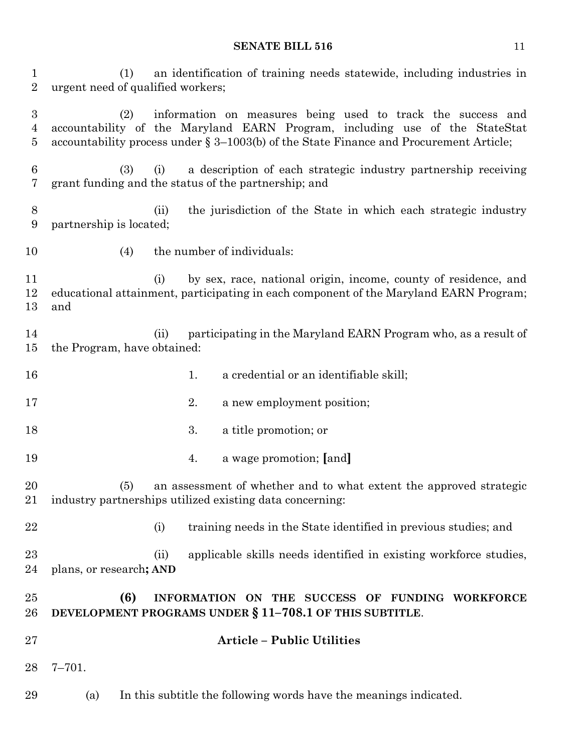(1) an identification of training needs statewide, including industries in urgent need of qualified workers;

(2) information on measures being used to track the success and accountability of the Maryland EARN Program, including use of the StateStat accountability process under § 3–1003(b) of the State Finance and Procurement Article;

(3) (i) a description of each strategic industry partnership receiving grant funding and the status of the partnership; and

(ii) the jurisdiction of the State in which each strategic industry partnership is located;

(4) the number of individuals:

(i) by sex, race, national origin, income, county of residence, and educational attainment, participating in each component of the Maryland EARN Program; and

(ii) participating in the Maryland EARN Program who, as a result of the Program, have obtained:

1. a credential or an identifiable skill;

2. a new employment position;

3. a title promotion; or

4. a wage promotion; **[**and**]**

(5) an assessment of whether and to what extent the approved strategic industry partnerships utilized existing data concerning:

(i) training needs in the State identified in previous studies; and

(ii) applicable skills needs identified in existing workforce studies, plans, or research**; AND**

**(6) INFORMATION ON THE SUCCESS OF FUNDING WORKFORCE DEVELOPMENT PROGRAMS UNDER § 11–708.1 OF THIS SUBTITLE**.

**Article – Public Utilities**

7–701.

(a) In this subtitle the following words have the meanings indicated.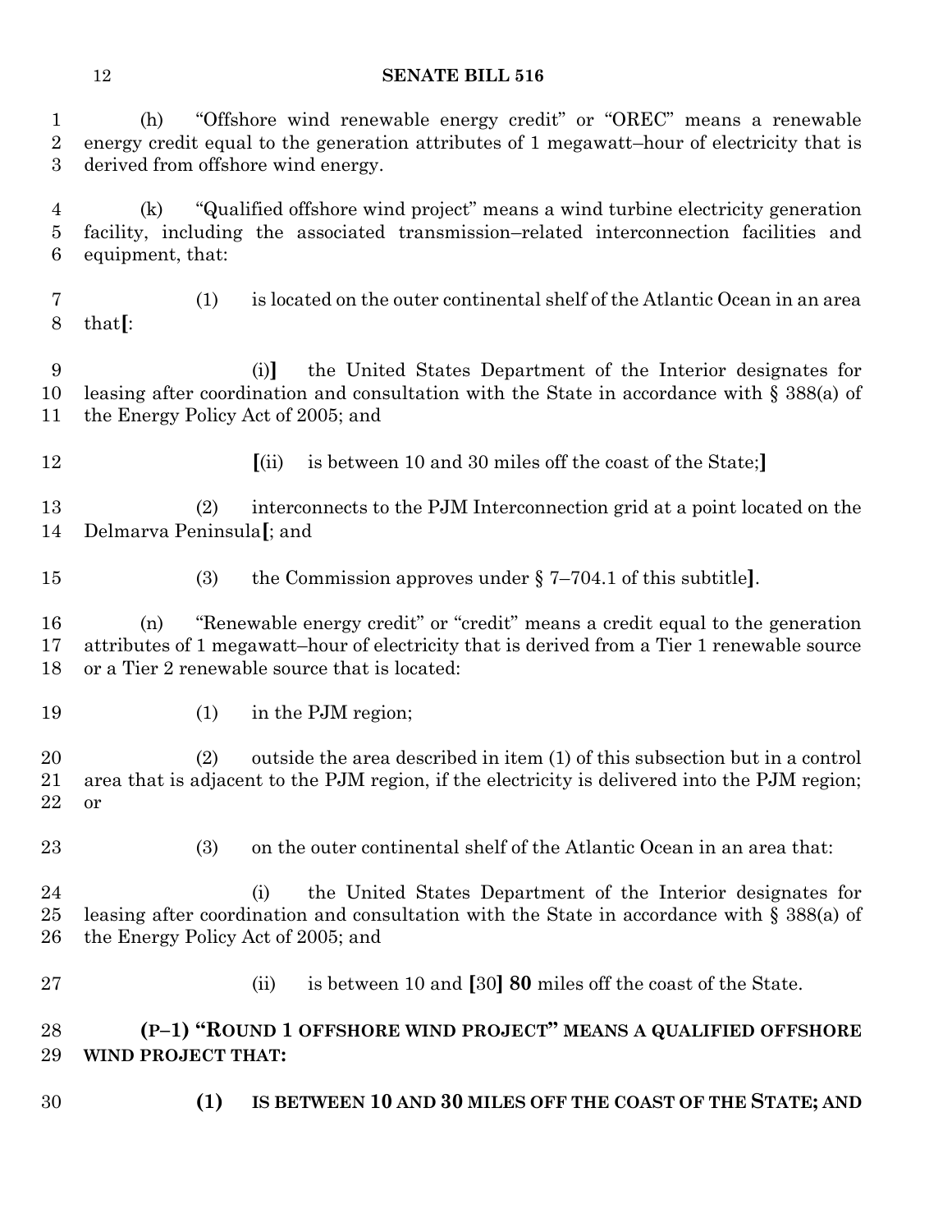(h) "Offshore wind renewable energy credit" or "OREC" means a renewable energy credit equal to the generation attributes of 1 megawatt–hour of electricity that is derived from offshore wind energy.

(k) "Qualified offshore wind project" means a wind turbine electricity generation facility, including the associated transmission–related interconnection facilities and equipment, that:

(1) is located on the outer continental shelf of the Atlantic Ocean in an area that[:

(i)] the United States Department of the Interior designates for leasing after coordination and consultation with the State in accordance with § 388(a) of the Energy Policy Act of 2005; and

[(ii) is between 10 and 30 miles off the coast of the State;]

(2) interconnects to the PJM Interconnection grid at a point located on the Delmarva Peninsula[; and

(3) the Commission approves under § 7–704.1 of this subtitle].

(n) "Renewable energy credit" or "credit" means a credit equal to the generation attributes of 1 megawatt–hour of electricity that is derived from a Tier 1 renewable source or a Tier 2 renewable source that is located:

(1) in the PJM region;

(2) outside the area described in item (1) of this subsection but in a control area that is adjacent to the PJM region, if the electricity is delivered into the PJM region; or

(3) on the outer continental shelf of the Atlantic Ocean in an area that:

(i) the United States Department of the Interior designates for leasing after coordination and consultation with the State in accordance with § 388(a) of the Energy Policy Act of 2005; and

(ii) is between 10 and [30] **80** miles off the coast of the State.

**(P–1) "ROUND 1 OFFSHORE WIND PROJECT" MEANS A QUALIFIED OFFSHORE WIND PROJECT THAT:**

**(1) IS BETWEEN 10 AND 30 MILES OFF THE COAST OF THE STATE; AND**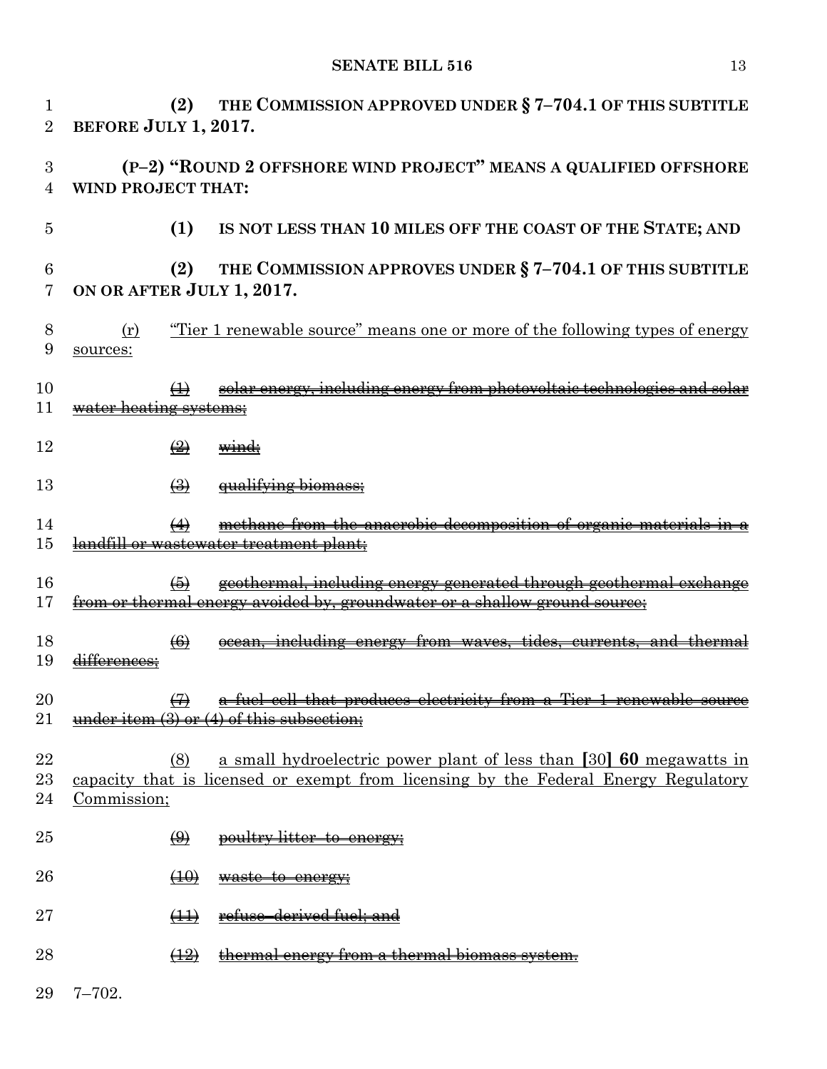(2) **THE COMMISSION APPROVED UNDER § 7–704.1 OF THIS SUBTITLE BEFORE JULY 1, 2017.**

**(P–2) "ROUND 2 OFFSHORE WIND PROJECT" MEANS A QUALIFIED OFFSHORE WIND PROJECT THAT:**

**(1) IS NOT LESS THAN 10 MILES OFF THE COAST OF THE STATE; AND**

**(2) THE COMMISSION APPROVES UNDER § 7–704.1 OF THIS SUBTITLE ON OR AFTER JULY 1, 2017.**

<u>(r) "Tier 1 renewable source" means one or more of the following types of energy sources:</u>

<u>~~(1) solar energy, including energy from photovoltaic technologies and solar water heating systems;~~</u>

<u>~~(2) wind;~~</u>

<u>~~(3) qualifying biomass;~~</u>

<u>~~(4) methane from the anaerobic decomposition of organic materials in a landfill or wastewater treatment plant;~~</u>

<u>~~(5) geothermal, including energy generated through geothermal exchange from or thermal energy avoided by, groundwater or a shallow ground source;~~</u>

<u>~~(6) ocean, including energy from waves, tides, currents, and thermal differences;~~</u>

<u>~~(7) a fuel cell that produces electricity from a Tier 1 renewable source under item (3) or (4) of this subsection;~~</u>

<u>(8) a small hydroelectric power plant of less than</u> **[**<u>30</u>**] 60** <u>megawatts in capacity that is licensed or exempt from licensing by the Federal Energy Regulatory Commission;</u>

<u>~~(9) poultry litter–to–energy;~~</u>

<u>~~(10) waste–to–energy;~~</u>

<u>~~(11) refuse–derived fuel; and~~</u>

<u>~~(12) thermal energy from a thermal biomass system.~~</u>

7–702.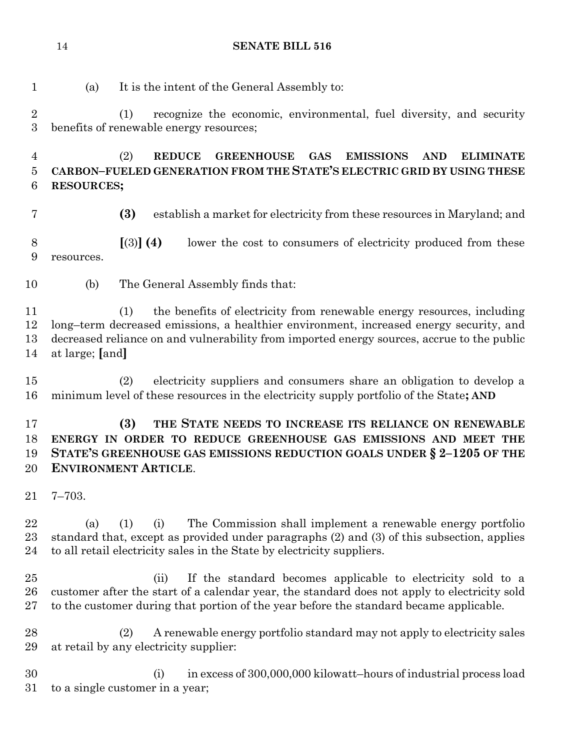(a) It is the intent of the General Assembly to:

(1) recognize the economic, environmental, fuel diversity, and security benefits of renewable energy resources;

(2) **REDUCE GREENHOUSE GAS EMISSIONS AND ELIMINATE CARBON–FUELED GENERATION FROM THE STATE'S ELECTRIC GRID BY USING THESE RESOURCES;**

**(3)** establish a market for electricity from these resources in Maryland; and

**[**(3)**] (4)** lower the cost to consumers of electricity produced from these resources.

(b) The General Assembly finds that:

(1) the benefits of electricity from renewable energy resources, including long–term decreased emissions, a healthier environment, increased energy security, and decreased reliance on and vulnerability from imported energy sources, accrue to the public at large; **[**and**]**

(2) electricity suppliers and consumers share an obligation to develop a minimum level of these resources in the electricity supply portfolio of the State**; AND**

**(3) THE STATE NEEDS TO INCREASE ITS RELIANCE ON RENEWABLE ENERGY IN ORDER TO REDUCE GREENHOUSE GAS EMISSIONS AND MEET THE STATE'S GREENHOUSE GAS EMISSIONS REDUCTION GOALS UNDER § 2–1205 OF THE ENVIRONMENT ARTICLE**.

7–703.

(a) (1) (i) The Commission shall implement a renewable energy portfolio standard that, except as provided under paragraphs (2) and (3) of this subsection, applies to all retail electricity sales in the State by electricity suppliers.

(ii) If the standard becomes applicable to electricity sold to a customer after the start of a calendar year, the standard does not apply to electricity sold to the customer during that portion of the year before the standard became applicable.

(2) A renewable energy portfolio standard may not apply to electricity sales at retail by any electricity supplier:

(i) in excess of 300,000,000 kilowatt–hours of industrial process load to a single customer in a year;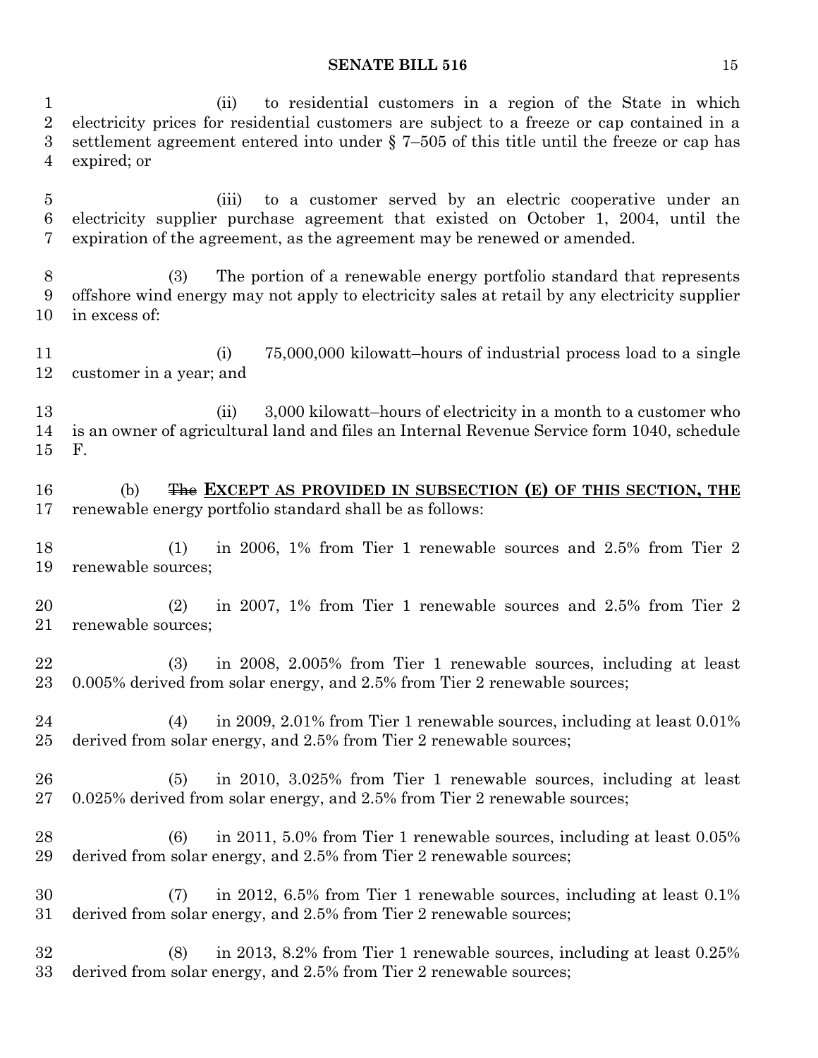(ii) to residential customers in a region of the State in which electricity prices for residential customers are subject to a freeze or cap contained in a settlement agreement entered into under § 7–505 of this title until the freeze or cap has expired; or

(iii) to a customer served by an electric cooperative under an electricity supplier purchase agreement that existed on October 1, 2004, until the expiration of the agreement, as the agreement may be renewed or amended.

(3) The portion of a renewable energy portfolio standard that represents offshore wind energy may not apply to electricity sales at retail by any electricity supplier in excess of:

(i) 75,000,000 kilowatt–hours of industrial process load to a single customer in a year; and

(ii) 3,000 kilowatt–hours of electricity in a month to a customer who is an owner of agricultural land and files an Internal Revenue Service form 1040, schedule F.

(b) ~~The~~ **EXCEPT AS PROVIDED IN SUBSECTION (E) OF THIS SECTION, THE** renewable energy portfolio standard shall be as follows:

(1) in 2006, 1% from Tier 1 renewable sources and 2.5% from Tier 2 renewable sources;

(2) in 2007, 1% from Tier 1 renewable sources and 2.5% from Tier 2 renewable sources;

(3) in 2008, 2.005% from Tier 1 renewable sources, including at least 0.005% derived from solar energy, and 2.5% from Tier 2 renewable sources;

(4) in 2009, 2.01% from Tier 1 renewable sources, including at least 0.01% derived from solar energy, and 2.5% from Tier 2 renewable sources;

(5) in 2010, 3.025% from Tier 1 renewable sources, including at least 0.025% derived from solar energy, and 2.5% from Tier 2 renewable sources;

(6) in 2011, 5.0% from Tier 1 renewable sources, including at least 0.05% derived from solar energy, and 2.5% from Tier 2 renewable sources;

(7) in 2012, 6.5% from Tier 1 renewable sources, including at least 0.1% derived from solar energy, and 2.5% from Tier 2 renewable sources;

(8) in 2013, 8.2% from Tier 1 renewable sources, including at least 0.25% derived from solar energy, and 2.5% from Tier 2 renewable sources;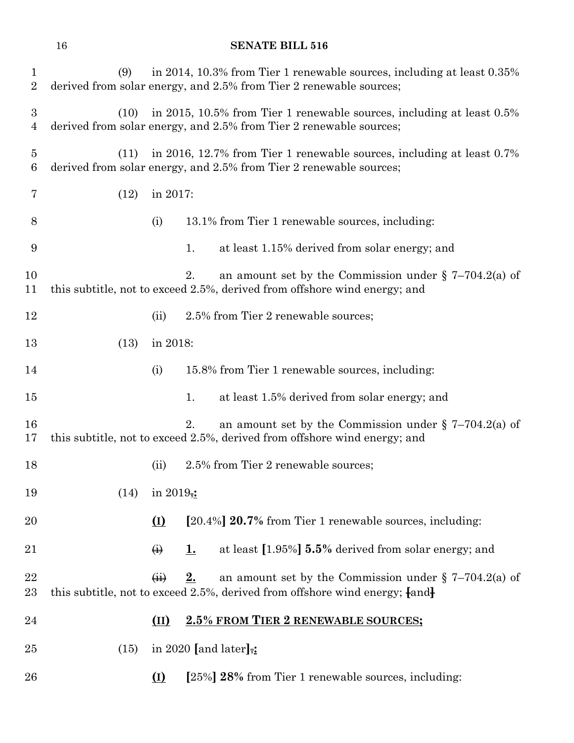(9) in 2014, 10.3% from Tier 1 renewable sources, including at least 0.35% derived from solar energy, and 2.5% from Tier 2 renewable sources;

(10) in 2015, 10.5% from Tier 1 renewable sources, including at least 0.5% derived from solar energy, and 2.5% from Tier 2 renewable sources;

(11) in 2016, 12.7% from Tier 1 renewable sources, including at least 0.7% derived from solar energy, and 2.5% from Tier 2 renewable sources;

(12) in 2017:

(i) 13.1% from Tier 1 renewable sources, including:

1. at least 1.15% derived from solar energy; and

2. an amount set by the Commission under § 7–704.2(a) of this subtitle, not to exceed 2.5%, derived from offshore wind energy; and

(ii) 2.5% from Tier 2 renewable sources;

(13) in 2018:

(i) 15.8% from Tier 1 renewable sources, including:

1. at least 1.5% derived from solar energy; and

2. an amount set by the Commission under § 7–704.2(a) of this subtitle, not to exceed 2.5%, derived from offshore wind energy; and

(ii) 2.5% from Tier 2 renewable sources;

(14) in 2019~~,~~**:**

**(I)** **[**20.4%**]** **20.7%** from Tier 1 renewable sources, including:

~~(i)~~ **1.** at least **[**1.95%**]** **5.5%** derived from solar energy; and

~~(ii)~~ **2.** an amount set by the Commission under § 7–704.2(a) of this subtitle, not to exceed 2.5%, derived from offshore wind energy; ~~[and]~~

**(II)** **2.5% FROM TIER 2 RENEWABLE SOURCES;**

(15) in 2020 **[**and later**]**~~,~~**:**

**(I)** **[**25%**]** **28%** from Tier 1 renewable sources, including: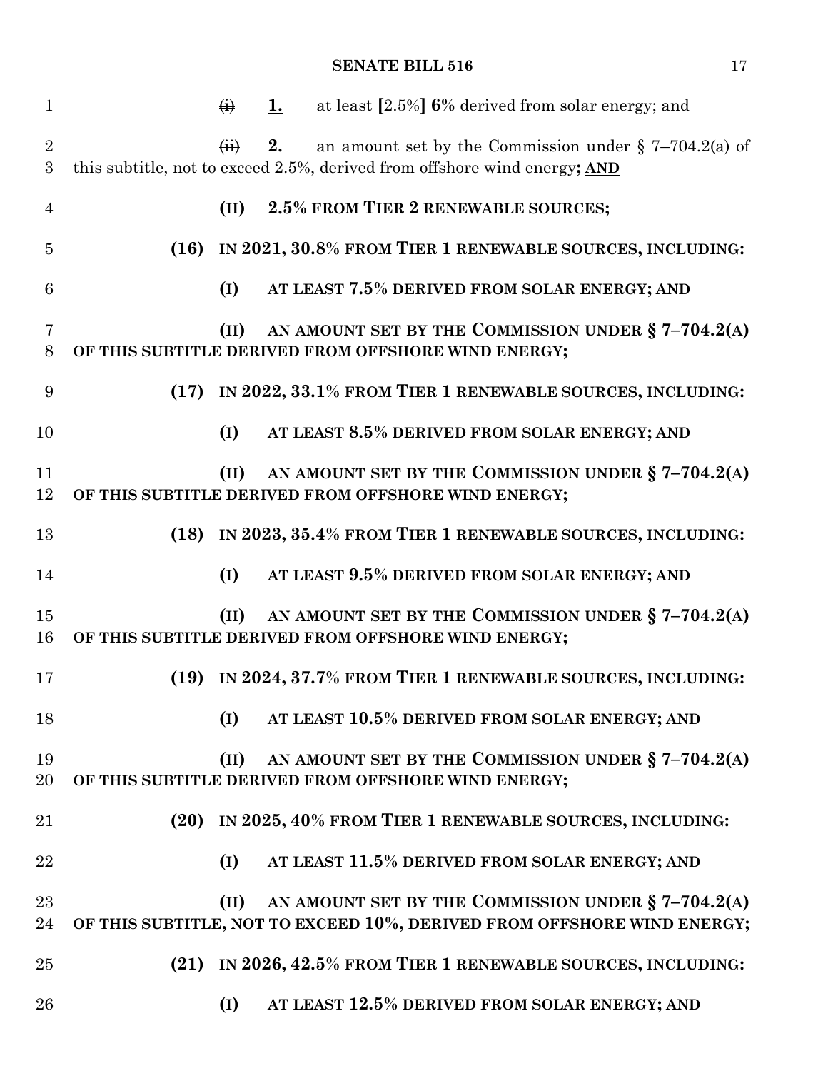~~(i)~~ <u>**1.**</u> at least **[**2.5%**]** **6%** derived from solar energy; and

~~(ii)~~ <u>**2.**</u> an amount set by the Commission under § 7–704.2(a) of this subtitle, not to exceed 2.5%, derived from offshore wind energy**;** <u>**AND**</u>

<u>**(II)**</u> <u>**2.5% FROM TIER 2 RENEWABLE SOURCES;**</u>

**(16) IN 2021, 30.8% FROM TIER 1 RENEWABLE SOURCES, INCLUDING:**

**(I) AT LEAST 7.5% DERIVED FROM SOLAR ENERGY; AND**

**(II) AN AMOUNT SET BY THE COMMISSION UNDER § 7–704.2(A) OF THIS SUBTITLE DERIVED FROM OFFSHORE WIND ENERGY;**

**(17) IN 2022, 33.1% FROM TIER 1 RENEWABLE SOURCES, INCLUDING:**

**(I) AT LEAST 8.5% DERIVED FROM SOLAR ENERGY; AND**

**(II) AN AMOUNT SET BY THE COMMISSION UNDER § 7–704.2(A) OF THIS SUBTITLE DERIVED FROM OFFSHORE WIND ENERGY;**

**(18) IN 2023, 35.4% FROM TIER 1 RENEWABLE SOURCES, INCLUDING:**

**(I) AT LEAST 9.5% DERIVED FROM SOLAR ENERGY; AND**

**(II) AN AMOUNT SET BY THE COMMISSION UNDER § 7–704.2(A) OF THIS SUBTITLE DERIVED FROM OFFSHORE WIND ENERGY;**

**(19) IN 2024, 37.7% FROM TIER 1 RENEWABLE SOURCES, INCLUDING:**

**(I) AT LEAST 10.5% DERIVED FROM SOLAR ENERGY; AND**

**(II) AN AMOUNT SET BY THE COMMISSION UNDER § 7–704.2(A) OF THIS SUBTITLE DERIVED FROM OFFSHORE WIND ENERGY;**

**(20) IN 2025, 40% FROM TIER 1 RENEWABLE SOURCES, INCLUDING:**

**(I) AT LEAST 11.5% DERIVED FROM SOLAR ENERGY; AND**

**(II) AN AMOUNT SET BY THE COMMISSION UNDER § 7–704.2(A) OF THIS SUBTITLE, NOT TO EXCEED 10%, DERIVED FROM OFFSHORE WIND ENERGY;**

**(21) IN 2026, 42.5% FROM TIER 1 RENEWABLE SOURCES, INCLUDING:**

**(I) AT LEAST 12.5% DERIVED FROM SOLAR ENERGY; AND**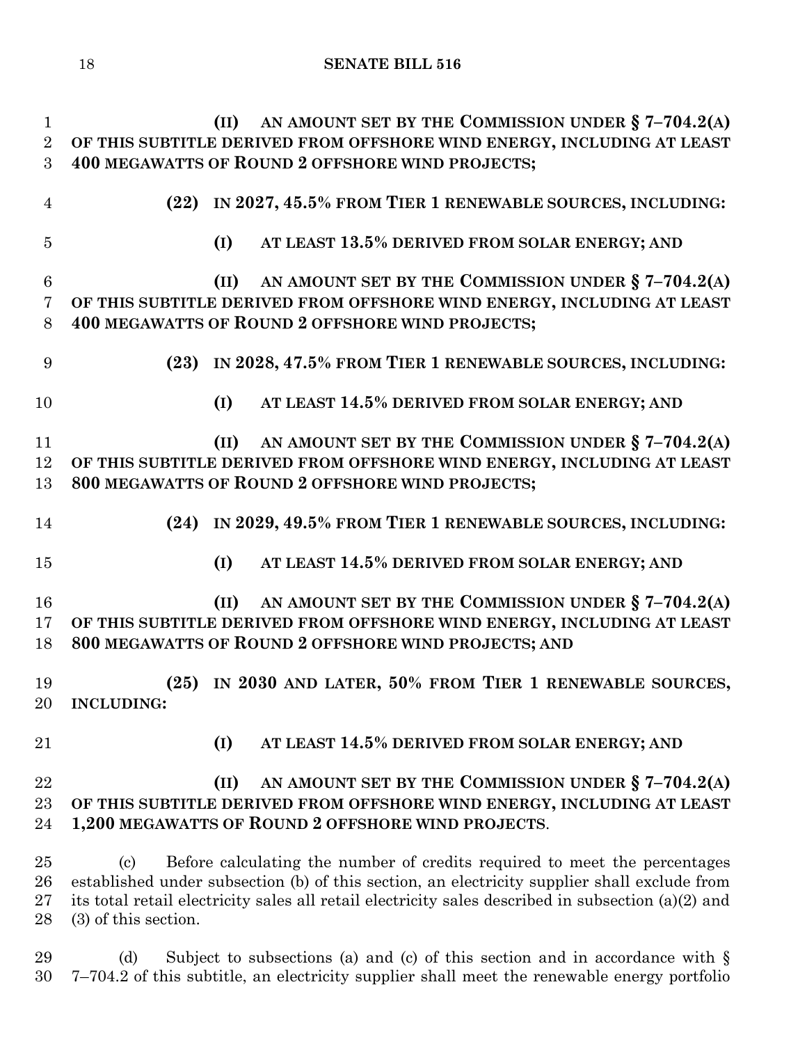**(II) AN AMOUNT SET BY THE COMMISSION UNDER § 7–704.2(A) OF THIS SUBTITLE DERIVED FROM OFFSHORE WIND ENERGY, INCLUDING AT LEAST 400 MEGAWATTS OF ROUND 2 OFFSHORE WIND PROJECTS;**

**(22) IN 2027, 45.5% FROM TIER 1 RENEWABLE SOURCES, INCLUDING:**

**(I) AT LEAST 13.5% DERIVED FROM SOLAR ENERGY; AND**

**(II) AN AMOUNT SET BY THE COMMISSION UNDER § 7–704.2(A) OF THIS SUBTITLE DERIVED FROM OFFSHORE WIND ENERGY, INCLUDING AT LEAST 400 MEGAWATTS OF ROUND 2 OFFSHORE WIND PROJECTS;**

**(23) IN 2028, 47.5% FROM TIER 1 RENEWABLE SOURCES, INCLUDING:**

**(I) AT LEAST 14.5% DERIVED FROM SOLAR ENERGY; AND**

**(II) AN AMOUNT SET BY THE COMMISSION UNDER § 7–704.2(A) OF THIS SUBTITLE DERIVED FROM OFFSHORE WIND ENERGY, INCLUDING AT LEAST 800 MEGAWATTS OF ROUND 2 OFFSHORE WIND PROJECTS;**

**(24) IN 2029, 49.5% FROM TIER 1 RENEWABLE SOURCES, INCLUDING:**

**(I) AT LEAST 14.5% DERIVED FROM SOLAR ENERGY; AND**

**(II) AN AMOUNT SET BY THE COMMISSION UNDER § 7–704.2(A) OF THIS SUBTITLE DERIVED FROM OFFSHORE WIND ENERGY, INCLUDING AT LEAST 800 MEGAWATTS OF ROUND 2 OFFSHORE WIND PROJECTS; AND**

**(25) IN 2030 AND LATER, 50% FROM TIER 1 RENEWABLE SOURCES, INCLUDING:**

**(I) AT LEAST 14.5% DERIVED FROM SOLAR ENERGY; AND**

**(II) AN AMOUNT SET BY THE COMMISSION UNDER § 7–704.2(A) OF THIS SUBTITLE DERIVED FROM OFFSHORE WIND ENERGY, INCLUDING AT LEAST 1,200 MEGAWATTS OF ROUND 2 OFFSHORE WIND PROJECTS**.

(c) Before calculating the number of credits required to meet the percentages established under subsection (b) of this section, an electricity supplier shall exclude from its total retail electricity sales all retail electricity sales described in subsection (a)(2) and (3) of this section.

(d) Subject to subsections (a) and (c) of this section and in accordance with § 7–704.2 of this subtitle, an electricity supplier shall meet the renewable energy portfolio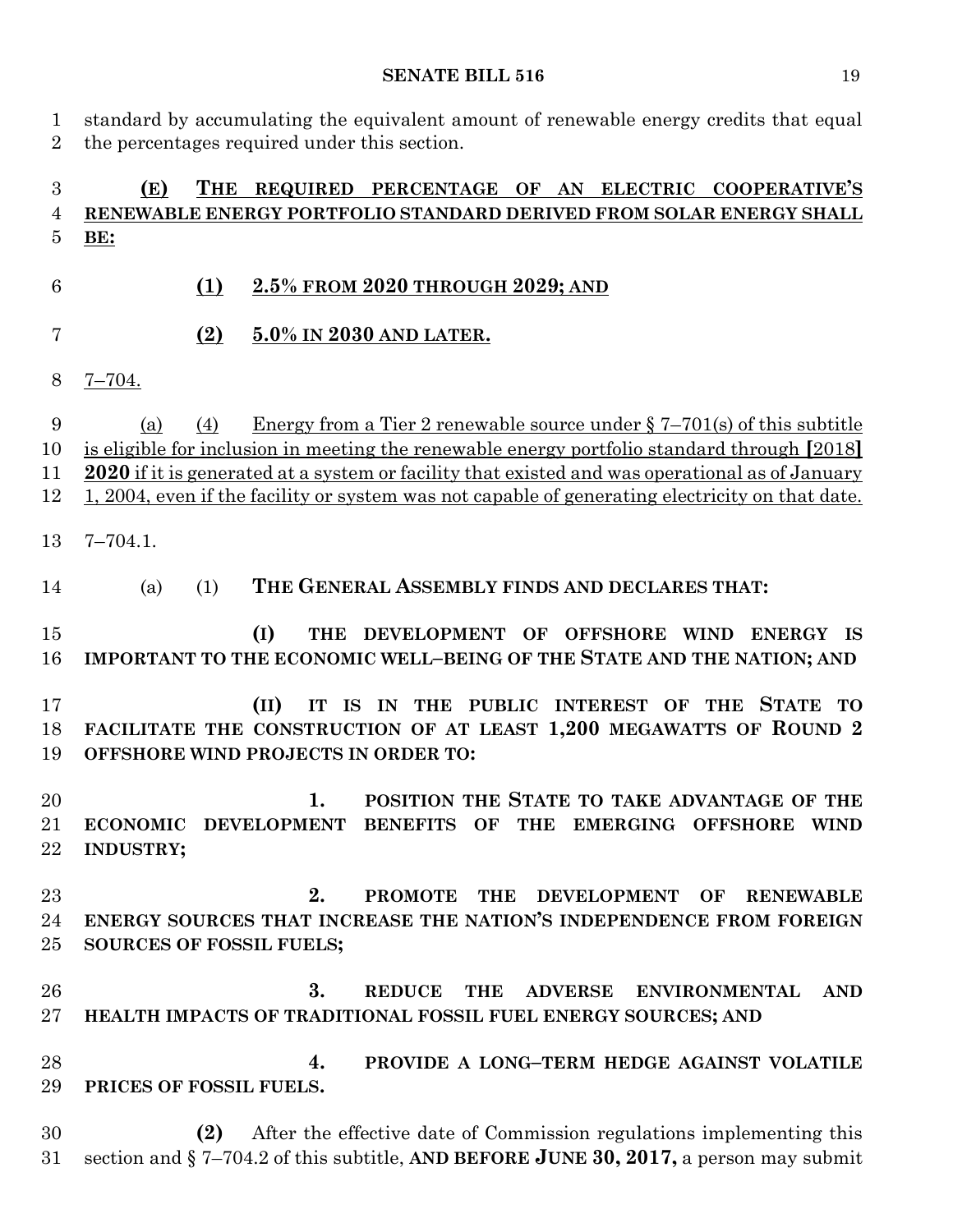standard by accumulating the equivalent amount of renewable energy credits that equal the percentages required under this section.

**(E) THE REQUIRED PERCENTAGE OF AN ELECTRIC COOPERATIVE'S RENEWABLE ENERGY PORTFOLIO STANDARD DERIVED FROM SOLAR ENERGY SHALL BE:**

**(1) 2.5% FROM 2020 THROUGH 2029; AND**

**(2) 5.0% IN 2030 AND LATER.**

7–704.

(a) (4) Energy from a Tier 2 renewable source under § 7–701(s) of this subtitle is eligible for inclusion in meeting the renewable energy portfolio standard through [2018] **2020** if it is generated at a system or facility that existed and was operational as of January 1, 2004, even if the facility or system was not capable of generating electricity on that date.

7–704.1.

(a) (1) **THE GENERAL ASSEMBLY FINDS AND DECLARES THAT:**

**(I) THE DEVELOPMENT OF OFFSHORE WIND ENERGY IS IMPORTANT TO THE ECONOMIC WELL–BEING OF THE STATE AND THE NATION; AND**

**(II) IT IS IN THE PUBLIC INTEREST OF THE STATE TO FACILITATE THE CONSTRUCTION OF AT LEAST 1,200 MEGAWATTS OF ROUND 2 OFFSHORE WIND PROJECTS IN ORDER TO:**

**1. POSITION THE STATE TO TAKE ADVANTAGE OF THE ECONOMIC DEVELOPMENT BENEFITS OF THE EMERGING OFFSHORE WIND INDUSTRY;**

**2. PROMOTE THE DEVELOPMENT OF RENEWABLE ENERGY SOURCES THAT INCREASE THE NATION'S INDEPENDENCE FROM FOREIGN SOURCES OF FOSSIL FUELS;**

**3. REDUCE THE ADVERSE ENVIRONMENTAL AND HEALTH IMPACTS OF TRADITIONAL FOSSIL FUEL ENERGY SOURCES; AND**

**4. PROVIDE A LONG–TERM HEDGE AGAINST VOLATILE PRICES OF FOSSIL FUELS.**

**(2)** After the effective date of Commission regulations implementing this section and § 7–704.2 of this subtitle, **AND BEFORE JUNE 30, 2017,** a person may submit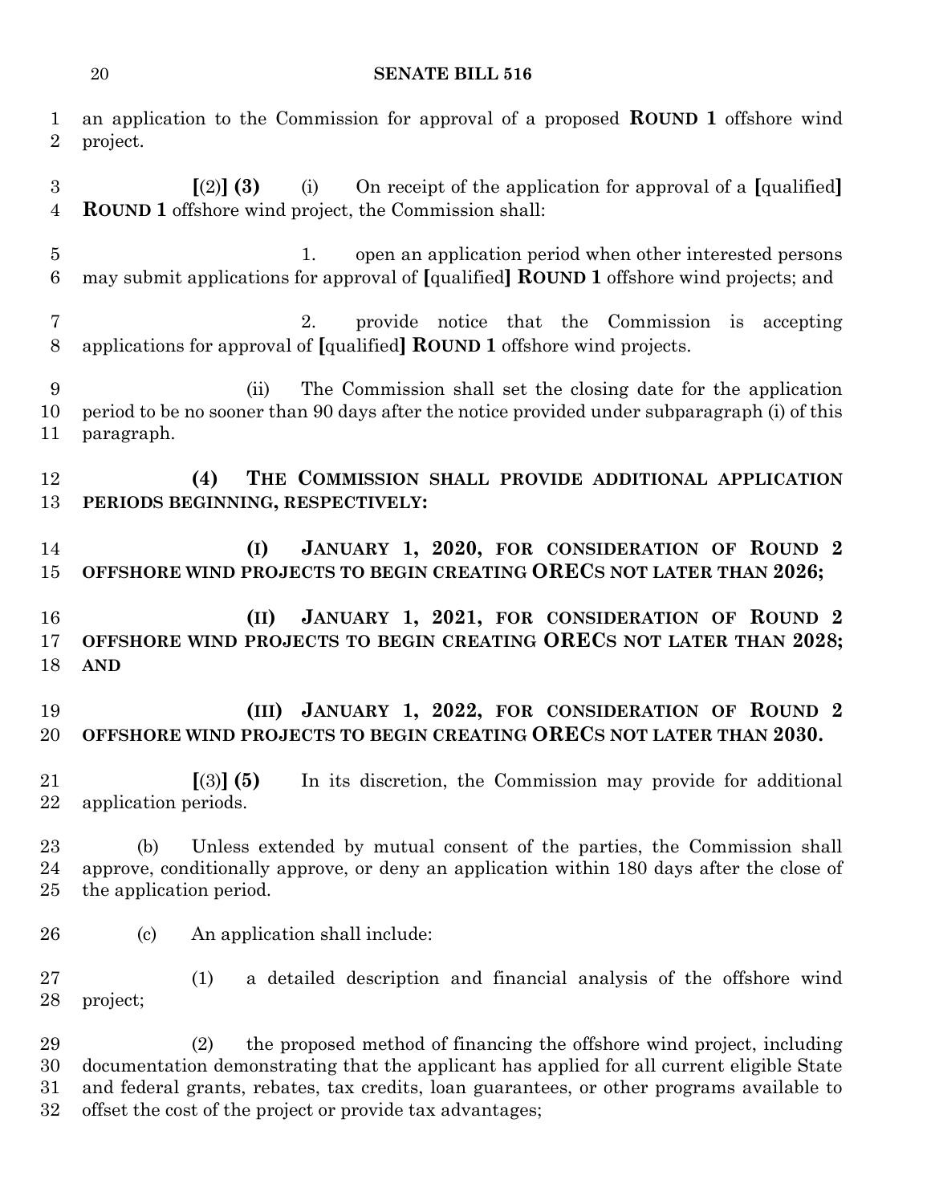an application to the Commission for approval of a proposed **ROUND 1** offshore wind project.

[(2)] **(3)** (i) On receipt of the application for approval of a [qualified] **ROUND 1** offshore wind project, the Commission shall:

1. open an application period when other interested persons may submit applications for approval of [qualified] **ROUND 1** offshore wind projects; and

2. provide notice that the Commission is accepting applications for approval of [qualified] **ROUND 1** offshore wind projects.

(ii) The Commission shall set the closing date for the application period to be no sooner than 90 days after the notice provided under subparagraph (i) of this paragraph.

**(4) THE COMMISSION SHALL PROVIDE ADDITIONAL APPLICATION PERIODS BEGINNING, RESPECTIVELY:**

**(I) JANUARY 1, 2020, FOR CONSIDERATION OF ROUND 2 OFFSHORE WIND PROJECTS TO BEGIN CREATING ORECS NOT LATER THAN 2026;**

**(II) JANUARY 1, 2021, FOR CONSIDERATION OF ROUND 2 OFFSHORE WIND PROJECTS TO BEGIN CREATING ORECS NOT LATER THAN 2028; AND**

**(III) JANUARY 1, 2022, FOR CONSIDERATION OF ROUND 2 OFFSHORE WIND PROJECTS TO BEGIN CREATING ORECS NOT LATER THAN 2030.**

[(3)] **(5)** In its discretion, the Commission may provide for additional application periods.

(b) Unless extended by mutual consent of the parties, the Commission shall approve, conditionally approve, or deny an application within 180 days after the close of the application period.

(c) An application shall include:

(1) a detailed description and financial analysis of the offshore wind project;

(2) the proposed method of financing the offshore wind project, including documentation demonstrating that the applicant has applied for all current eligible State and federal grants, rebates, tax credits, loan guarantees, or other programs available to offset the cost of the project or provide tax advantages;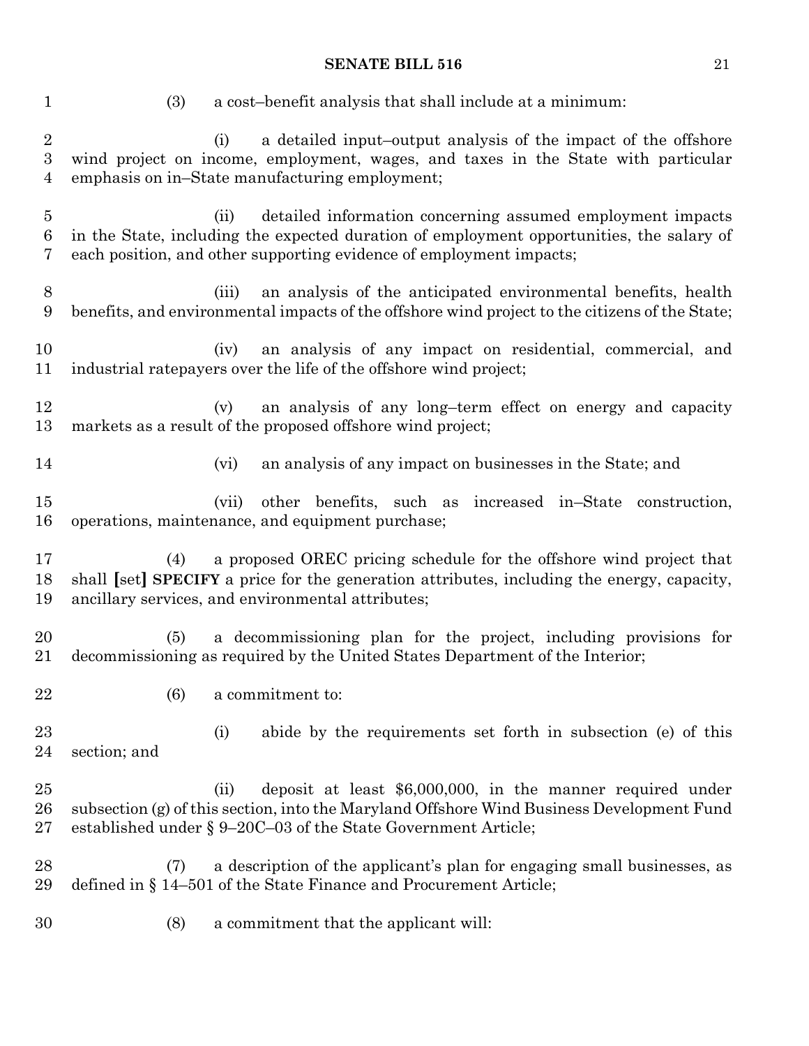(3) a cost–benefit analysis that shall include at a minimum:

(i) a detailed input–output analysis of the impact of the offshore wind project on income, employment, wages, and taxes in the State with particular emphasis on in–State manufacturing employment;

(ii) detailed information concerning assumed employment impacts in the State, including the expected duration of employment opportunities, the salary of each position, and other supporting evidence of employment impacts;

(iii) an analysis of the anticipated environmental benefits, health benefits, and environmental impacts of the offshore wind project to the citizens of the State;

(iv) an analysis of any impact on residential, commercial, and industrial ratepayers over the life of the offshore wind project;

(v) an analysis of any long–term effect on energy and capacity markets as a result of the proposed offshore wind project;

(vi) an analysis of any impact on businesses in the State; and

(vii) other benefits, such as increased in–State construction, operations, maintenance, and equipment purchase;

(4) a proposed OREC pricing schedule for the offshore wind project that shall **[**set**]** **SPECIFY** a price for the generation attributes, including the energy, capacity, ancillary services, and environmental attributes;

(5) a decommissioning plan for the project, including provisions for decommissioning as required by the United States Department of the Interior;

(6) a commitment to:

(i) abide by the requirements set forth in subsection (e) of this section; and

(ii) deposit at least $6,000,000, in the manner required under subsection (g) of this section, into the Maryland Offshore Wind Business Development Fund established under § 9–20C–03 of the State Government Article;

(7) a description of the applicant's plan for engaging small businesses, as defined in § 14–501 of the State Finance and Procurement Article;

(8) a commitment that the applicant will: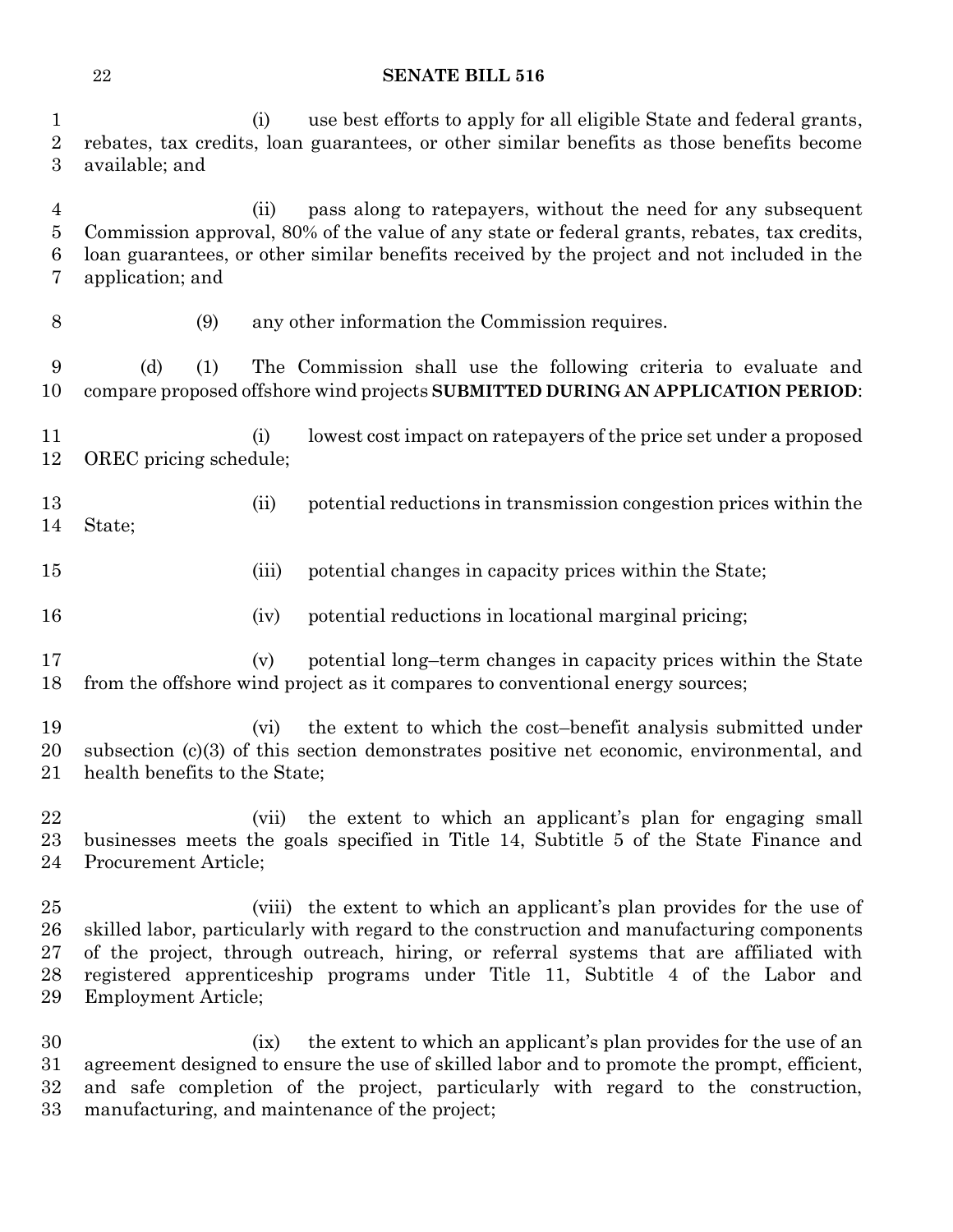(i) use best efforts to apply for all eligible State and federal grants, rebates, tax credits, loan guarantees, or other similar benefits as those benefits become available; and

(ii) pass along to ratepayers, without the need for any subsequent Commission approval, 80% of the value of any state or federal grants, rebates, tax credits, loan guarantees, or other similar benefits received by the project and not included in the application; and

(9) any other information the Commission requires.

(d) (1) The Commission shall use the following criteria to evaluate and compare proposed offshore wind projects **SUBMITTED DURING AN APPLICATION PERIOD**:

(i) lowest cost impact on ratepayers of the price set under a proposed OREC pricing schedule;

(ii) potential reductions in transmission congestion prices within the State;

(iii) potential changes in capacity prices within the State;

(iv) potential reductions in locational marginal pricing;

(v) potential long–term changes in capacity prices within the State from the offshore wind project as it compares to conventional energy sources;

(vi) the extent to which the cost–benefit analysis submitted under subsection (c)(3) of this section demonstrates positive net economic, environmental, and health benefits to the State;

(vii) the extent to which an applicant's plan for engaging small businesses meets the goals specified in Title 14, Subtitle 5 of the State Finance and Procurement Article;

(viii) the extent to which an applicant's plan provides for the use of skilled labor, particularly with regard to the construction and manufacturing components of the project, through outreach, hiring, or referral systems that are affiliated with registered apprenticeship programs under Title 11, Subtitle 4 of the Labor and Employment Article;

(ix) the extent to which an applicant's plan provides for the use of an agreement designed to ensure the use of skilled labor and to promote the prompt, efficient, and safe completion of the project, particularly with regard to the construction, manufacturing, and maintenance of the project;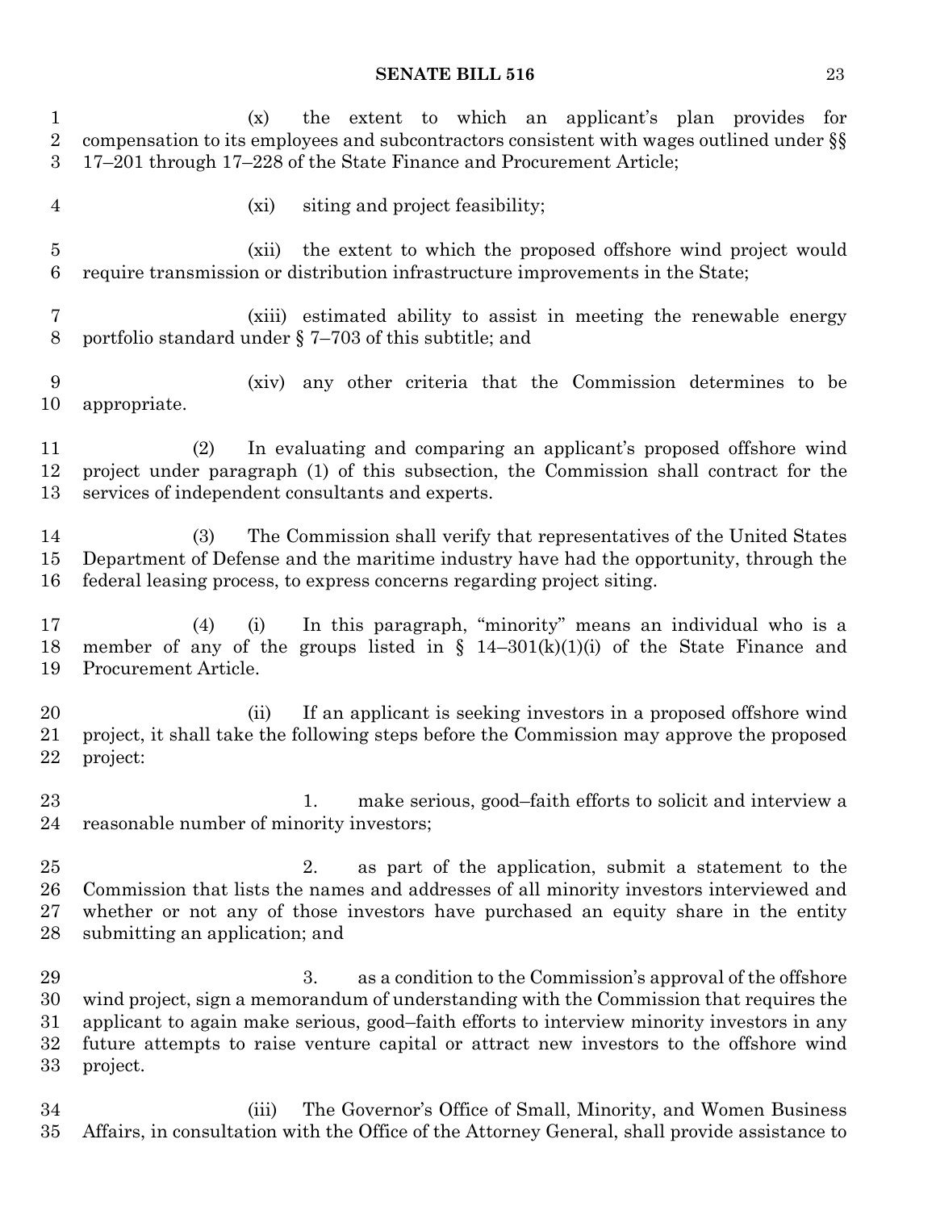(x) the extent to which an applicant's plan provides for compensation to its employees and subcontractors consistent with wages outlined under §§ 17–201 through 17–228 of the State Finance and Procurement Article;

(xi) siting and project feasibility;

(xii) the extent to which the proposed offshore wind project would require transmission or distribution infrastructure improvements in the State;

(xiii) estimated ability to assist in meeting the renewable energy portfolio standard under § 7–703 of this subtitle; and

(xiv) any other criteria that the Commission determines to be appropriate.

(2) In evaluating and comparing an applicant's proposed offshore wind project under paragraph (1) of this subsection, the Commission shall contract for the services of independent consultants and experts.

(3) The Commission shall verify that representatives of the United States Department of Defense and the maritime industry have had the opportunity, through the federal leasing process, to express concerns regarding project siting.

(4) (i) In this paragraph, "minority" means an individual who is a member of any of the groups listed in § 14–301(k)(1)(i) of the State Finance and Procurement Article.

(ii) If an applicant is seeking investors in a proposed offshore wind project, it shall take the following steps before the Commission may approve the proposed project:

1. make serious, good–faith efforts to solicit and interview a reasonable number of minority investors;

2. as part of the application, submit a statement to the Commission that lists the names and addresses of all minority investors interviewed and whether or not any of those investors have purchased an equity share in the entity submitting an application; and

3. as a condition to the Commission's approval of the offshore wind project, sign a memorandum of understanding with the Commission that requires the applicant to again make serious, good–faith efforts to interview minority investors in any future attempts to raise venture capital or attract new investors to the offshore wind project.

(iii) The Governor's Office of Small, Minority, and Women Business Affairs, in consultation with the Office of the Attorney General, shall provide assistance to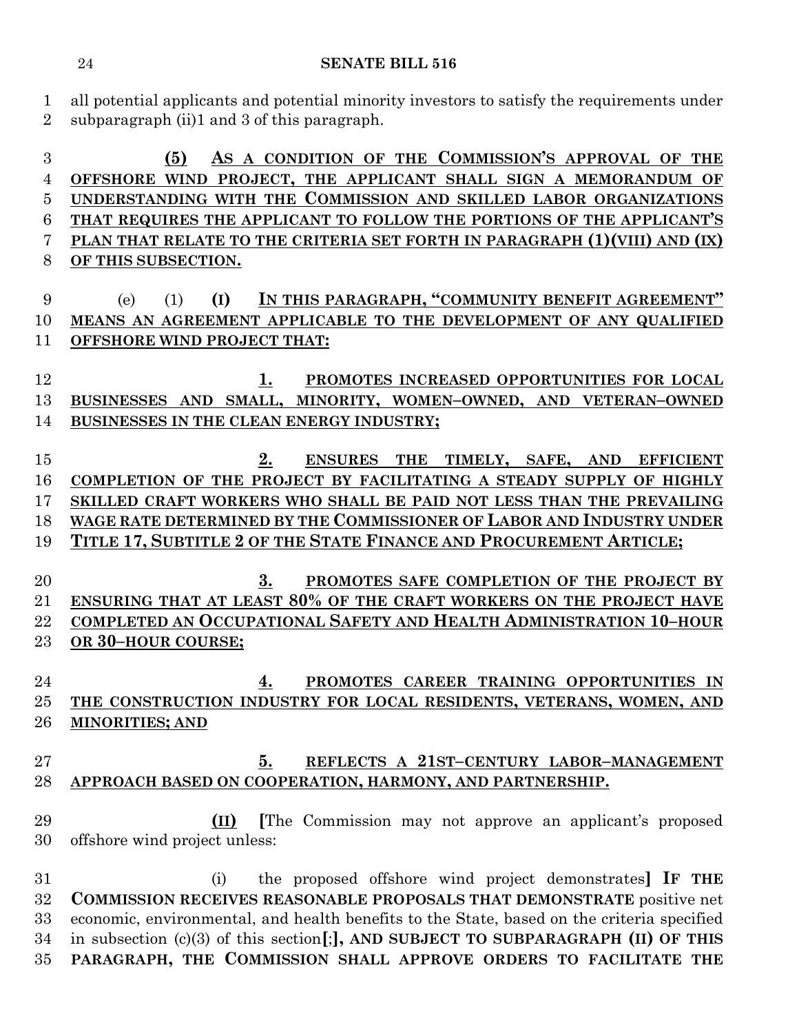all potential applicants and potential minority investors to satisfy the requirements under subparagraph (ii)1 and 3 of this paragraph.

**(5) AS A CONDITION OF THE COMMISSION'S APPROVAL OF THE OFFSHORE WIND PROJECT, THE APPLICANT SHALL SIGN A MEMORANDUM OF UNDERSTANDING WITH THE COMMISSION AND SKILLED LABOR ORGANIZATIONS THAT REQUIRES THE APPLICANT TO FOLLOW THE PORTIONS OF THE APPLICANT'S PLAN THAT RELATE TO THE CRITERIA SET FORTH IN PARAGRAPH (1)(VIII) AND (IX) OF THIS SUBSECTION.**

(e) (1) **(I) IN THIS PARAGRAPH, "COMMUNITY BENEFIT AGREEMENT" MEANS AN AGREEMENT APPLICABLE TO THE DEVELOPMENT OF ANY QUALIFIED OFFSHORE WIND PROJECT THAT:**

**1. PROMOTES INCREASED OPPORTUNITIES FOR LOCAL BUSINESSES AND SMALL, MINORITY, WOMEN–OWNED, AND VETERAN–OWNED BUSINESSES IN THE CLEAN ENERGY INDUSTRY;**

**2. ENSURES THE TIMELY, SAFE, AND EFFICIENT COMPLETION OF THE PROJECT BY FACILITATING A STEADY SUPPLY OF HIGHLY SKILLED CRAFT WORKERS WHO SHALL BE PAID NOT LESS THAN THE PREVAILING WAGE RATE DETERMINED BY THE COMMISSIONER OF LABOR AND INDUSTRY UNDER TITLE 17, SUBTITLE 2 OF THE STATE FINANCE AND PROCUREMENT ARTICLE;**

**3. PROMOTES SAFE COMPLETION OF THE PROJECT BY ENSURING THAT AT LEAST 80% OF THE CRAFT WORKERS ON THE PROJECT HAVE COMPLETED AN OCCUPATIONAL SAFETY AND HEALTH ADMINISTRATION 10–HOUR OR 30–HOUR COURSE;**

**4. PROMOTES CAREER TRAINING OPPORTUNITIES IN THE CONSTRUCTION INDUSTRY FOR LOCAL RESIDENTS, VETERANS, WOMEN, AND MINORITIES; AND**

**5. REFLECTS A 21ST–CENTURY LABOR–MANAGEMENT APPROACH BASED ON COOPERATION, HARMONY, AND PARTNERSHIP.**

**(II)** **[**The Commission may not approve an applicant's proposed offshore wind project unless:

(i) the proposed offshore wind project demonstrates**] IF THE COMMISSION RECEIVES REASONABLE PROPOSALS THAT DEMONSTRATE** positive net economic, environmental, and health benefits to the State, based on the criteria specified in subsection (c)(3) of this section**[**;**], AND SUBJECT TO SUBPARAGRAPH (II) OF THIS PARAGRAPH, THE COMMISSION SHALL APPROVE ORDERS TO FACILITATE THE**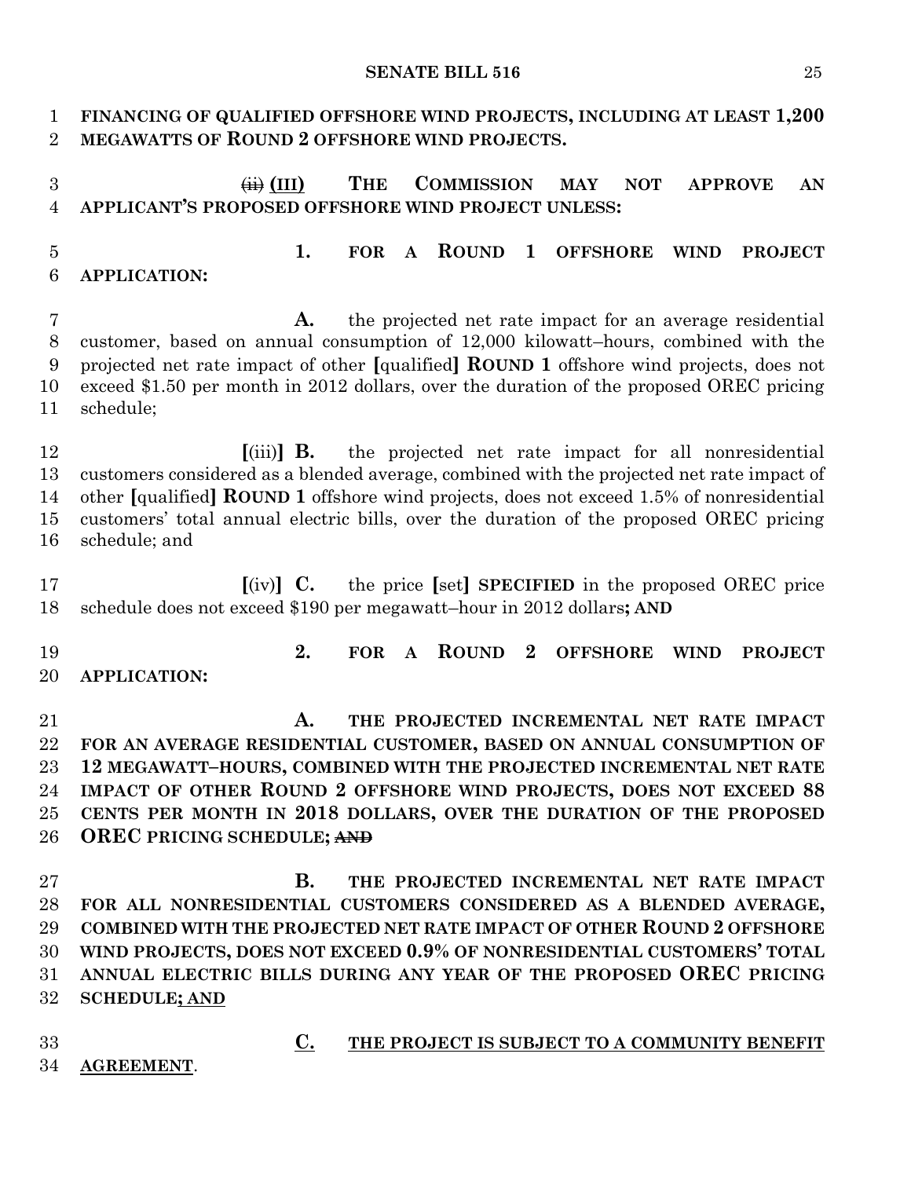FINANCING OF QUALIFIED OFFSHORE WIND PROJECTS, INCLUDING AT LEAST 1,200 MEGAWATTS OF ROUND 2 OFFSHORE WIND PROJECTS.

~~(ii)~~ **(III)** THE COMMISSION MAY NOT APPROVE AN APPLICANT'S PROPOSED OFFSHORE WIND PROJECT UNLESS:

**1.** FOR A ROUND 1 OFFSHORE WIND PROJECT APPLICATION:

**A.** the projected net rate impact for an average residential customer, based on annual consumption of 12,000 kilowatt–hours, combined with the projected net rate impact of other [qualified] **ROUND 1** offshore wind projects, does not exceed $1.50 per month in 2012 dollars, over the duration of the proposed OREC pricing schedule;

[(iii)] **B.** the projected net rate impact for all nonresidential customers considered as a blended average, combined with the projected net rate impact of other [qualified] **ROUND 1** offshore wind projects, does not exceed 1.5% of nonresidential customers' total annual electric bills, over the duration of the proposed OREC pricing schedule; and

[(iv)] **C.** the price [set] **SPECIFIED** in the proposed OREC price schedule does not exceed $190 per megawatt–hour in 2012 dollars**; AND**

**2.** FOR A ROUND 2 OFFSHORE WIND PROJECT APPLICATION:

**A.** THE PROJECTED INCREMENTAL NET RATE IMPACT FOR AN AVERAGE RESIDENTIAL CUSTOMER, BASED ON ANNUAL CONSUMPTION OF 12 MEGAWATT–HOURS, COMBINED WITH THE PROJECTED INCREMENTAL NET RATE IMPACT OF OTHER ROUND 2 OFFSHORE WIND PROJECTS, DOES NOT EXCEED 88 CENTS PER MONTH IN 2018 DOLLARS, OVER THE DURATION OF THE PROPOSED OREC PRICING SCHEDULE; ~~AND~~

**B.** THE PROJECTED INCREMENTAL NET RATE IMPACT FOR ALL NONRESIDENTIAL CUSTOMERS CONSIDERED AS A BLENDED AVERAGE, COMBINED WITH THE PROJECTED NET RATE IMPACT OF OTHER ROUND 2 OFFSHORE WIND PROJECTS, DOES NOT EXCEED 0.9% OF NONRESIDENTIAL CUSTOMERS' TOTAL ANNUAL ELECTRIC BILLS DURING ANY YEAR OF THE PROPOSED OREC PRICING SCHEDULE; AND

**C.** THE PROJECT IS SUBJECT TO A COMMUNITY BENEFIT AGREEMENT.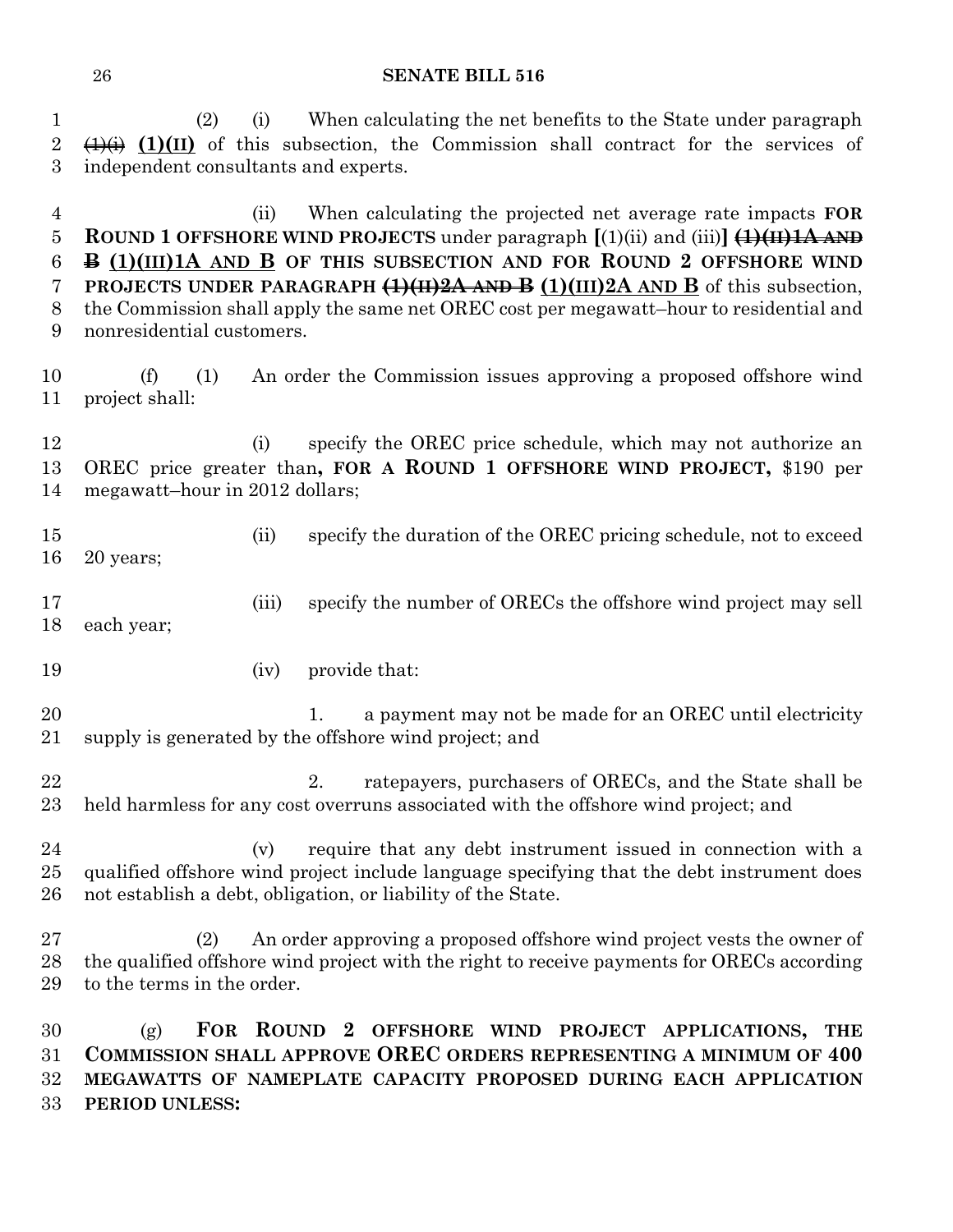(2) (i) When calculating the net benefits to the State under paragraph ~~(1)(i)~~ **(1)(II)** of this subsection, the Commission shall contract for the services of independent consultants and experts.

(ii) When calculating the projected net average rate impacts **FOR ROUND 1 OFFSHORE WIND PROJECTS** under paragraph [(1)(ii) and (iii)] ~~**(1)(II)1A AND B**~~ **(1)(III)1A AND B OF THIS SUBSECTION AND FOR ROUND 2 OFFSHORE WIND PROJECTS UNDER PARAGRAPH** ~~**(1)(II)2A AND B**~~ **(1)(III)2A AND B** of this subsection, the Commission shall apply the same net OREC cost per megawatt–hour to residential and nonresidential customers.

(f) (1) An order the Commission issues approving a proposed offshore wind project shall:

(i) specify the OREC price schedule, which may not authorize an OREC price greater than**, FOR A ROUND 1 OFFSHORE WIND PROJECT,** $190 per megawatt–hour in 2012 dollars;

(ii) specify the duration of the OREC pricing schedule, not to exceed 20 years;

(iii) specify the number of ORECs the offshore wind project may sell each year;

(iv) provide that:

1. a payment may not be made for an OREC until electricity supply is generated by the offshore wind project; and

2. ratepayers, purchasers of ORECs, and the State shall be held harmless for any cost overruns associated with the offshore wind project; and

(v) require that any debt instrument issued in connection with a qualified offshore wind project include language specifying that the debt instrument does not establish a debt, obligation, or liability of the State.

(2) An order approving a proposed offshore wind project vests the owner of the qualified offshore wind project with the right to receive payments for ORECs according to the terms in the order.

(g) **FOR ROUND 2 OFFSHORE WIND PROJECT APPLICATIONS, THE COMMISSION SHALL APPROVE OREC ORDERS REPRESENTING A MINIMUM OF 400 MEGAWATTS OF NAMEPLATE CAPACITY PROPOSED DURING EACH APPLICATION PERIOD UNLESS:**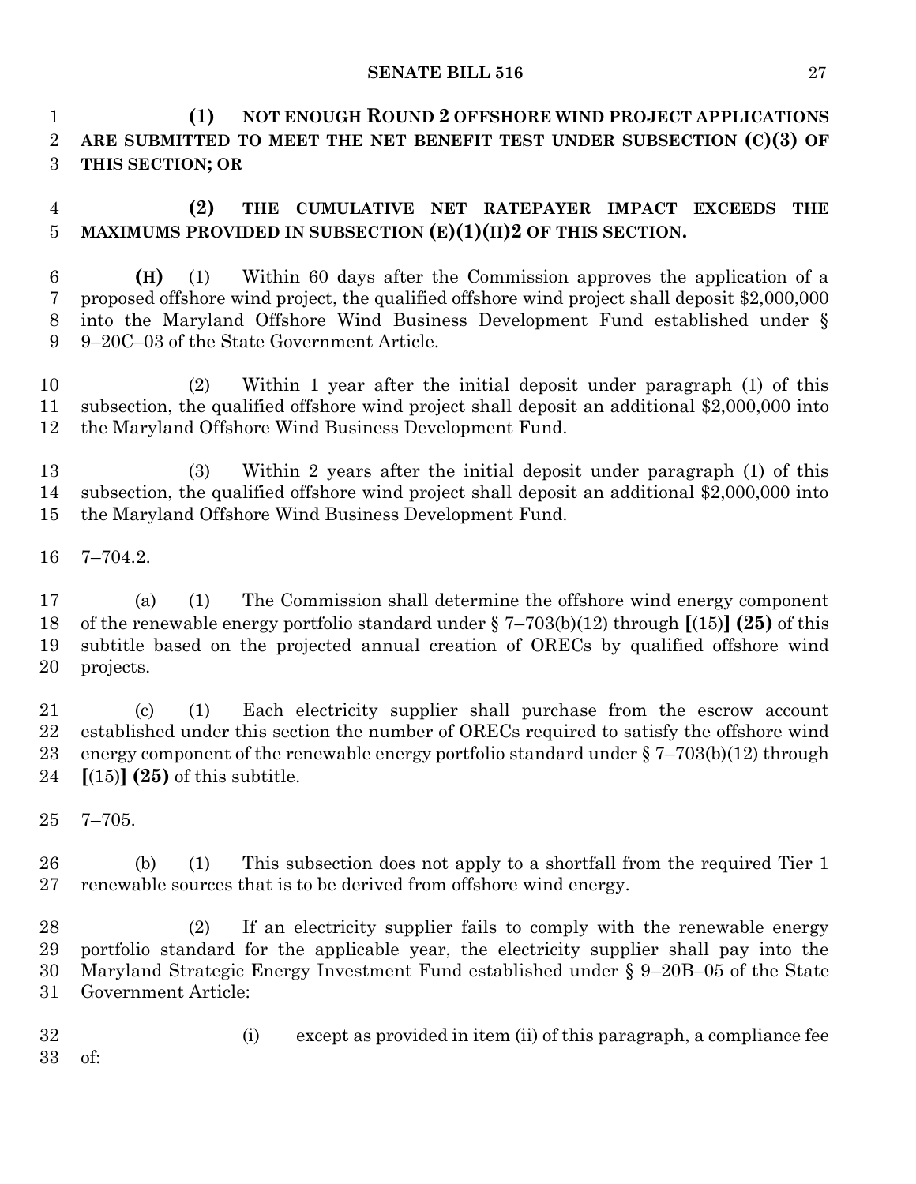**(1) NOT ENOUGH ROUND 2 OFFSHORE WIND PROJECT APPLICATIONS ARE SUBMITTED TO MEET THE NET BENEFIT TEST UNDER SUBSECTION (C)(3) OF THIS SECTION; OR**

**(2) THE CUMULATIVE NET RATEPAYER IMPACT EXCEEDS THE MAXIMUMS PROVIDED IN SUBSECTION (E)(1)(II)2 OF THIS SECTION.**

**(H)** (1) Within 60 days after the Commission approves the application of a proposed offshore wind project, the qualified offshore wind project shall deposit $2,000,000 into the Maryland Offshore Wind Business Development Fund established under § 9–20C–03 of the State Government Article.

(2) Within 1 year after the initial deposit under paragraph (1) of this subsection, the qualified offshore wind project shall deposit an additional $2,000,000 into the Maryland Offshore Wind Business Development Fund.

(3) Within 2 years after the initial deposit under paragraph (1) of this subsection, the qualified offshore wind project shall deposit an additional $2,000,000 into the Maryland Offshore Wind Business Development Fund.

7–704.2.

(a) (1) The Commission shall determine the offshore wind energy component of the renewable energy portfolio standard under § 7–703(b)(12) through **[**(15)**]** **(25)** of this subtitle based on the projected annual creation of ORECs by qualified offshore wind projects.

(c) (1) Each electricity supplier shall purchase from the escrow account established under this section the number of ORECs required to satisfy the offshore wind energy component of the renewable energy portfolio standard under § 7–703(b)(12) through **[**(15)**]** **(25)** of this subtitle.

7–705.

(b) (1) This subsection does not apply to a shortfall from the required Tier 1 renewable sources that is to be derived from offshore wind energy.

(2) If an electricity supplier fails to comply with the renewable energy portfolio standard for the applicable year, the electricity supplier shall pay into the Maryland Strategic Energy Investment Fund established under § 9–20B–05 of the State Government Article:

(i) except as provided in item (ii) of this paragraph, a compliance fee of: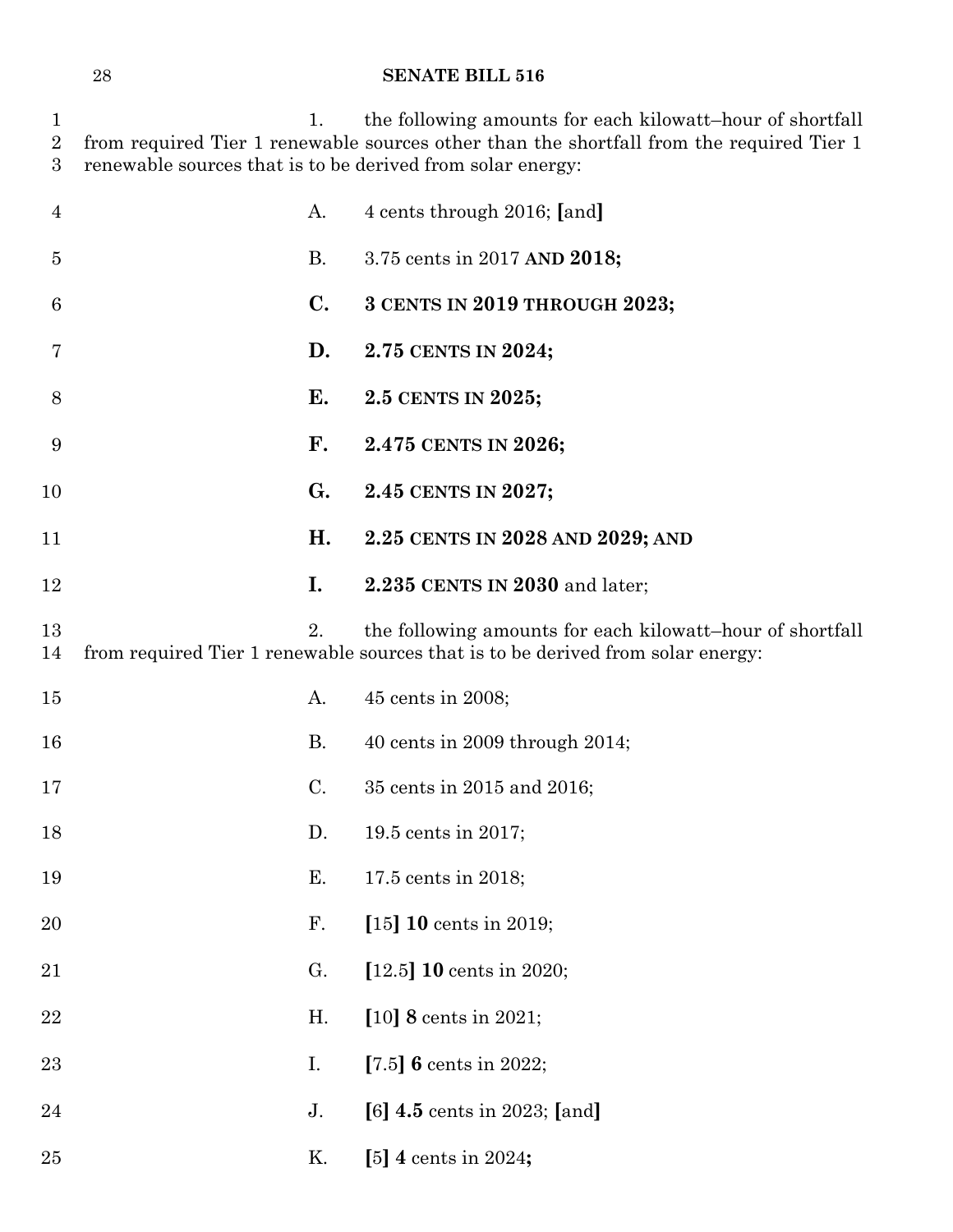1. the following amounts for each kilowatt–hour of shortfall from required Tier 1 renewable sources other than the shortfall from the required Tier 1 renewable sources that is to be derived from solar energy:

A. 4 cents through 2016; [and]

B. 3.75 cents in 2017 **AND 2018;**

**C. 3 CENTS IN 2019 THROUGH 2023;**

**D. 2.75 CENTS IN 2024;**

**E. 2.5 CENTS IN 2025;**

**F. 2.475 CENTS IN 2026;**

**G. 2.45 CENTS IN 2027;**

**H. 2.25 CENTS IN 2028 AND 2029; AND**

**I. 2.235 CENTS IN 2030** and later;

2. the following amounts for each kilowatt–hour of shortfall from required Tier 1 renewable sources that is to be derived from solar energy:

A. 45 cents in 2008;

B. 40 cents in 2009 through 2014;

C. 35 cents in 2015 and 2016;

D. 19.5 cents in 2017;

E. 17.5 cents in 2018;

F. [15] **10** cents in 2019;

G. [12.5] **10** cents in 2020;

H. [10] **8** cents in 2021;

I. [7.5] **6** cents in 2022;

J. [6] **4.5** cents in 2023; [and]

K. [5] **4** cents in 2024**;**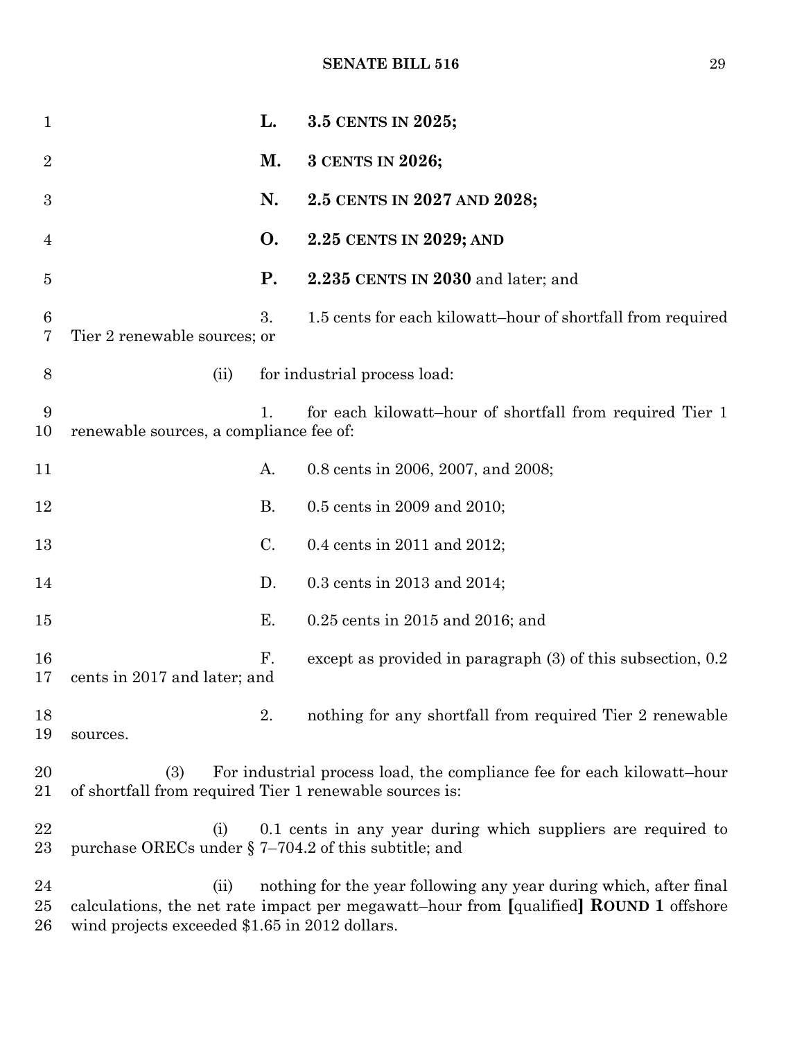L. **3.5 CENTS IN 2025;**

M. **3 CENTS IN 2026;**

N. **2.5 CENTS IN 2027 AND 2028;**

O. **2.25 CENTS IN 2029; AND**

P. **2.235 CENTS IN 2030** and later; and

3. 1.5 cents for each kilowatt–hour of shortfall from required Tier 2 renewable sources; or

(ii) for industrial process load:

1. for each kilowatt–hour of shortfall from required Tier 1 renewable sources, a compliance fee of:

A. 0.8 cents in 2006, 2007, and 2008;

B. 0.5 cents in 2009 and 2010;

C. 0.4 cents in 2011 and 2012;

D. 0.3 cents in 2013 and 2014;

E. 0.25 cents in 2015 and 2016; and

F. except as provided in paragraph (3) of this subsection, 0.2 cents in 2017 and later; and

2. nothing for any shortfall from required Tier 2 renewable sources.

(3) For industrial process load, the compliance fee for each kilowatt–hour of shortfall from required Tier 1 renewable sources is:

(i) 0.1 cents in any year during which suppliers are required to purchase ORECs under § 7–704.2 of this subtitle; and

(ii) nothing for the year following any year during which, after final calculations, the net rate impact per megawatt–hour from [qualified] **ROUND 1** offshore wind projects exceeded $1.65 in 2012 dollars.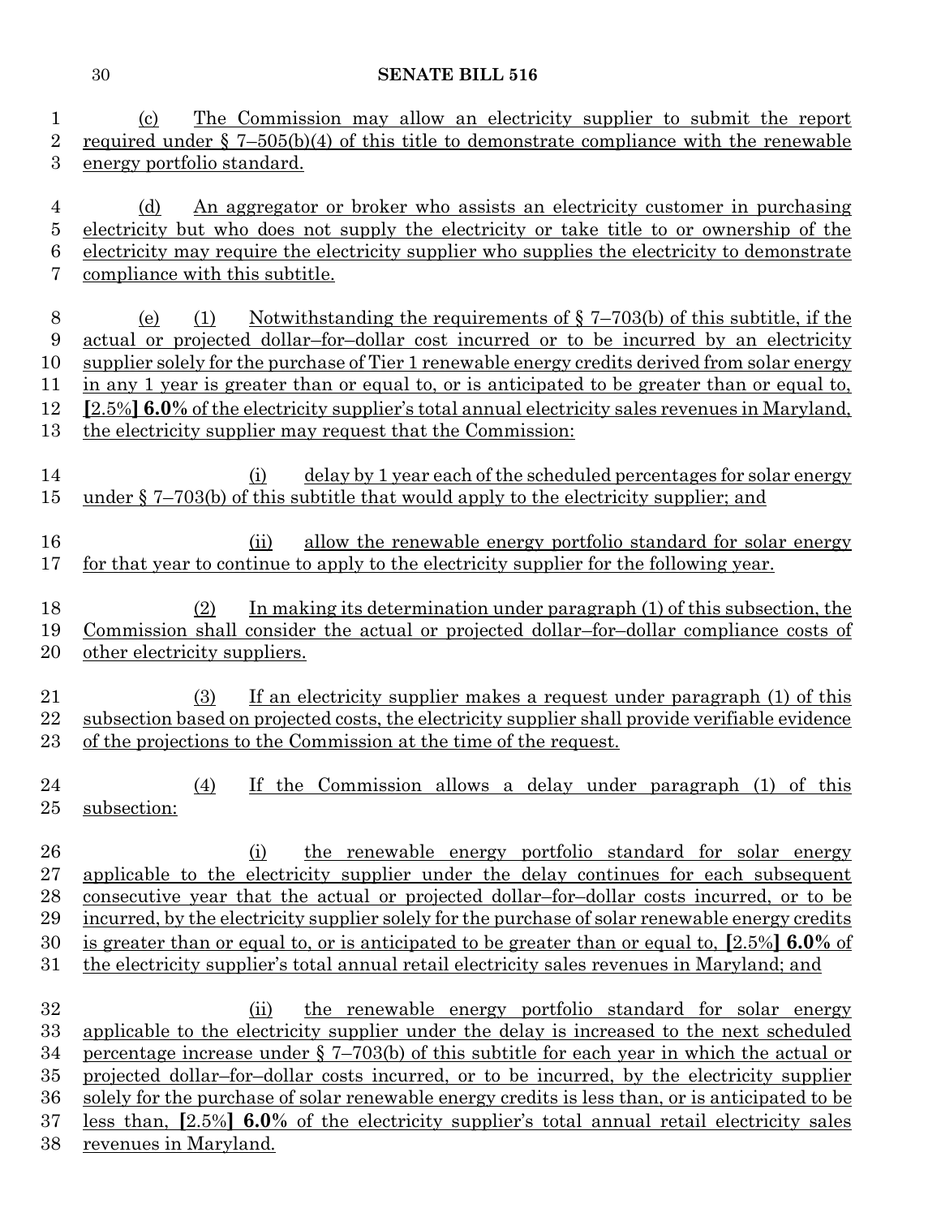(c) The Commission may allow an electricity supplier to submit the report required under § 7–505(b)(4) of this title to demonstrate compliance with the renewable energy portfolio standard.

(d) An aggregator or broker who assists an electricity customer in purchasing electricity but who does not supply the electricity or take title to or ownership of the electricity may require the electricity supplier who supplies the electricity to demonstrate compliance with this subtitle.

(e) (1) Notwithstanding the requirements of § 7–703(b) of this subtitle, if the actual or projected dollar–for–dollar cost incurred or to be incurred by an electricity supplier solely for the purchase of Tier 1 renewable energy credits derived from solar energy in any 1 year is greater than or equal to, or is anticipated to be greater than or equal to, **[**2.5%**] 6.0%** of the electricity supplier's total annual electricity sales revenues in Maryland, the electricity supplier may request that the Commission:

(i) delay by 1 year each of the scheduled percentages for solar energy under § 7–703(b) of this subtitle that would apply to the electricity supplier; and

(ii) allow the renewable energy portfolio standard for solar energy for that year to continue to apply to the electricity supplier for the following year.

(2) In making its determination under paragraph (1) of this subsection, the Commission shall consider the actual or projected dollar–for–dollar compliance costs of other electricity suppliers.

(3) If an electricity supplier makes a request under paragraph (1) of this subsection based on projected costs, the electricity supplier shall provide verifiable evidence of the projections to the Commission at the time of the request.

(4) If the Commission allows a delay under paragraph (1) of this subsection:

(i) the renewable energy portfolio standard for solar energy applicable to the electricity supplier under the delay continues for each subsequent consecutive year that the actual or projected dollar–for–dollar costs incurred, or to be incurred, by the electricity supplier solely for the purchase of solar renewable energy credits is greater than or equal to, or is anticipated to be greater than or equal to, **[**2.5%**] 6.0%** of the electricity supplier's total annual retail electricity sales revenues in Maryland; and

(ii) the renewable energy portfolio standard for solar energy applicable to the electricity supplier under the delay is increased to the next scheduled percentage increase under § 7–703(b) of this subtitle for each year in which the actual or projected dollar–for–dollar costs incurred, or to be incurred, by the electricity supplier solely for the purchase of solar renewable energy credits is less than, or is anticipated to be less than, **[**2.5%**] 6.0%** of the electricity supplier's total annual retail electricity sales revenues in Maryland.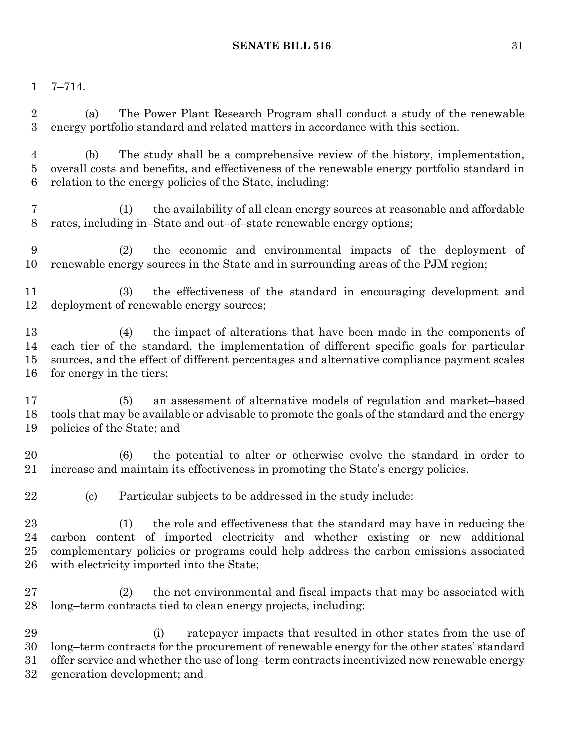7–714.

(a) The Power Plant Research Program shall conduct a study of the renewable energy portfolio standard and related matters in accordance with this section.

(b) The study shall be a comprehensive review of the history, implementation, overall costs and benefits, and effectiveness of the renewable energy portfolio standard in relation to the energy policies of the State, including:

(1) the availability of all clean energy sources at reasonable and affordable rates, including in–State and out–of–state renewable energy options;

(2) the economic and environmental impacts of the deployment of renewable energy sources in the State and in surrounding areas of the PJM region;

(3) the effectiveness of the standard in encouraging development and deployment of renewable energy sources;

(4) the impact of alterations that have been made in the components of each tier of the standard, the implementation of different specific goals for particular sources, and the effect of different percentages and alternative compliance payment scales for energy in the tiers;

(5) an assessment of alternative models of regulation and market–based tools that may be available or advisable to promote the goals of the standard and the energy policies of the State; and

(6) the potential to alter or otherwise evolve the standard in order to increase and maintain its effectiveness in promoting the State's energy policies.

(c) Particular subjects to be addressed in the study include:

(1) the role and effectiveness that the standard may have in reducing the carbon content of imported electricity and whether existing or new additional complementary policies or programs could help address the carbon emissions associated with electricity imported into the State;

(2) the net environmental and fiscal impacts that may be associated with long–term contracts tied to clean energy projects, including:

(i) ratepayer impacts that resulted in other states from the use of long–term contracts for the procurement of renewable energy for the other states' standard offer service and whether the use of long–term contracts incentivized new renewable energy generation development; and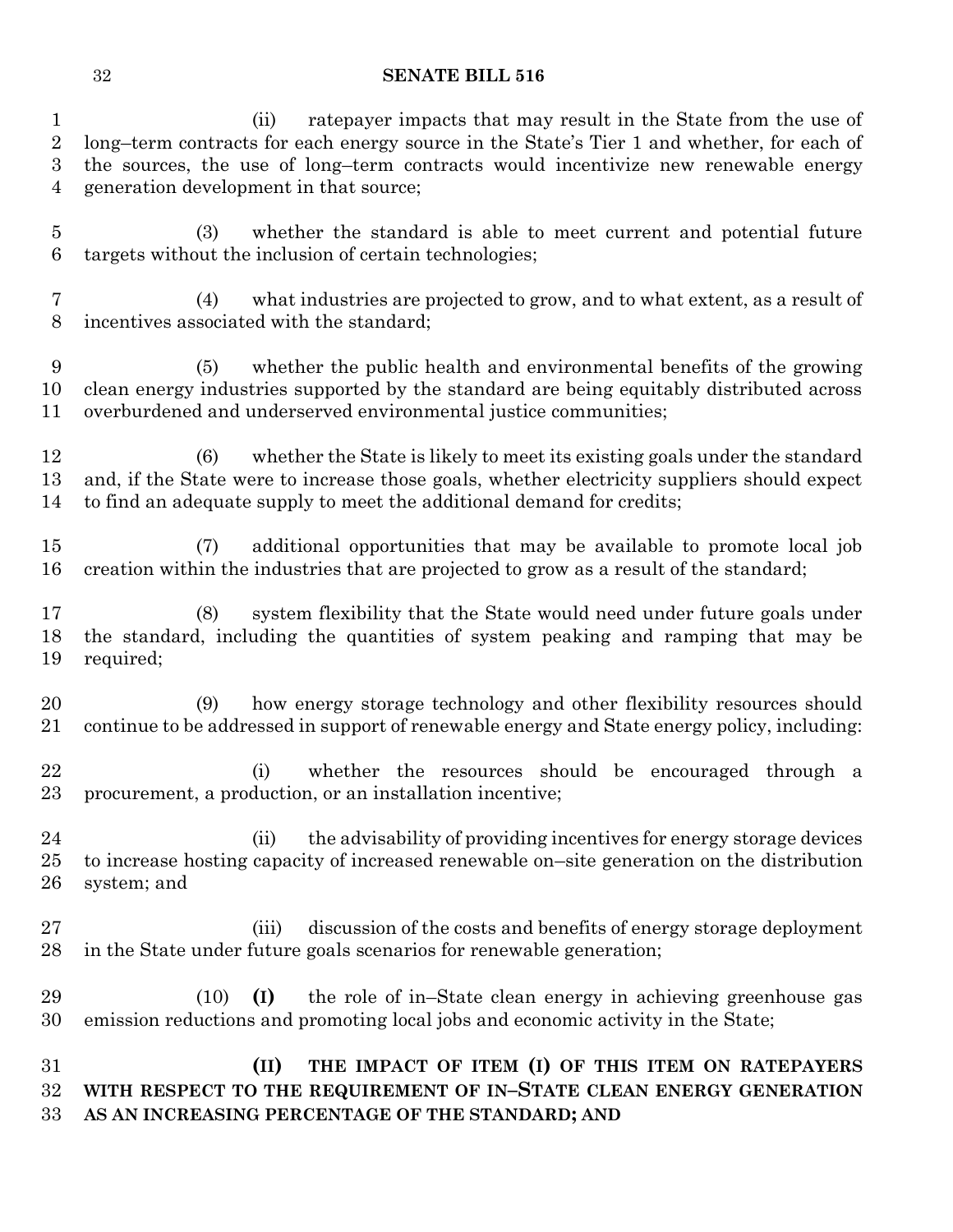(ii) ratepayer impacts that may result in the State from the use of long–term contracts for each energy source in the State's Tier 1 and whether, for each of the sources, the use of long–term contracts would incentivize new renewable energy generation development in that source;

(3) whether the standard is able to meet current and potential future targets without the inclusion of certain technologies;

(4) what industries are projected to grow, and to what extent, as a result of incentives associated with the standard;

(5) whether the public health and environmental benefits of the growing clean energy industries supported by the standard are being equitably distributed across overburdened and underserved environmental justice communities;

(6) whether the State is likely to meet its existing goals under the standard and, if the State were to increase those goals, whether electricity suppliers should expect to find an adequate supply to meet the additional demand for credits;

(7) additional opportunities that may be available to promote local job creation within the industries that are projected to grow as a result of the standard;

(8) system flexibility that the State would need under future goals under the standard, including the quantities of system peaking and ramping that may be required;

(9) how energy storage technology and other flexibility resources should continue to be addressed in support of renewable energy and State energy policy, including:

(i) whether the resources should be encouraged through a procurement, a production, or an installation incentive;

(ii) the advisability of providing incentives for energy storage devices to increase hosting capacity of increased renewable on–site generation on the distribution system; and

(iii) discussion of the costs and benefits of energy storage deployment in the State under future goals scenarios for renewable generation;

(10) **(I)** the role of in–State clean energy in achieving greenhouse gas emission reductions and promoting local jobs and economic activity in the State;

**(II) THE IMPACT OF ITEM (I) OF THIS ITEM ON RATEPAYERS WITH RESPECT TO THE REQUIREMENT OF IN–STATE CLEAN ENERGY GENERATION AS AN INCREASING PERCENTAGE OF THE STANDARD; AND**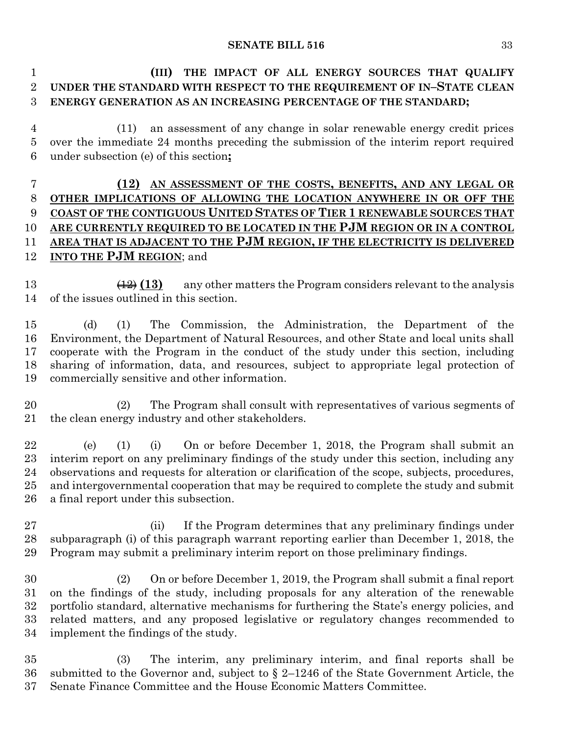**(III) THE IMPACT OF ALL ENERGY SOURCES THAT QUALIFY UNDER THE STANDARD WITH RESPECT TO THE REQUIREMENT OF IN–STATE CLEAN ENERGY GENERATION AS AN INCREASING PERCENTAGE OF THE STANDARD;**

(11) an assessment of any change in solar renewable energy credit prices over the immediate 24 months preceding the submission of the interim report required under subsection (e) of this section**;**

**(12) AN ASSESSMENT OF THE COSTS, BENEFITS, AND ANY LEGAL OR OTHER IMPLICATIONS OF ALLOWING THE LOCATION ANYWHERE IN OR OFF THE COAST OF THE CONTIGUOUS UNITED STATES OF TIER 1 RENEWABLE SOURCES THAT ARE CURRENTLY REQUIRED TO BE LOCATED IN THE PJM REGION OR IN A CONTROL AREA THAT IS ADJACENT TO THE PJM REGION, IF THE ELECTRICITY IS DELIVERED INTO THE PJM REGION**; and

~~(12)~~ **(13)** any other matters the Program considers relevant to the analysis of the issues outlined in this section.

(d) (1) The Commission, the Administration, the Department of the Environment, the Department of Natural Resources, and other State and local units shall cooperate with the Program in the conduct of the study under this section, including sharing of information, data, and resources, subject to appropriate legal protection of commercially sensitive and other information.

(2) The Program shall consult with representatives of various segments of the clean energy industry and other stakeholders.

(e) (1) (i) On or before December 1, 2018, the Program shall submit an interim report on any preliminary findings of the study under this section, including any observations and requests for alteration or clarification of the scope, subjects, procedures, and intergovernmental cooperation that may be required to complete the study and submit a final report under this subsection.

(ii) If the Program determines that any preliminary findings under subparagraph (i) of this paragraph warrant reporting earlier than December 1, 2018, the Program may submit a preliminary interim report on those preliminary findings.

(2) On or before December 1, 2019, the Program shall submit a final report on the findings of the study, including proposals for any alteration of the renewable portfolio standard, alternative mechanisms for furthering the State's energy policies, and related matters, and any proposed legislative or regulatory changes recommended to implement the findings of the study.

(3) The interim, any preliminary interim, and final reports shall be submitted to the Governor and, subject to § 2–1246 of the State Government Article, the Senate Finance Committee and the House Economic Matters Committee.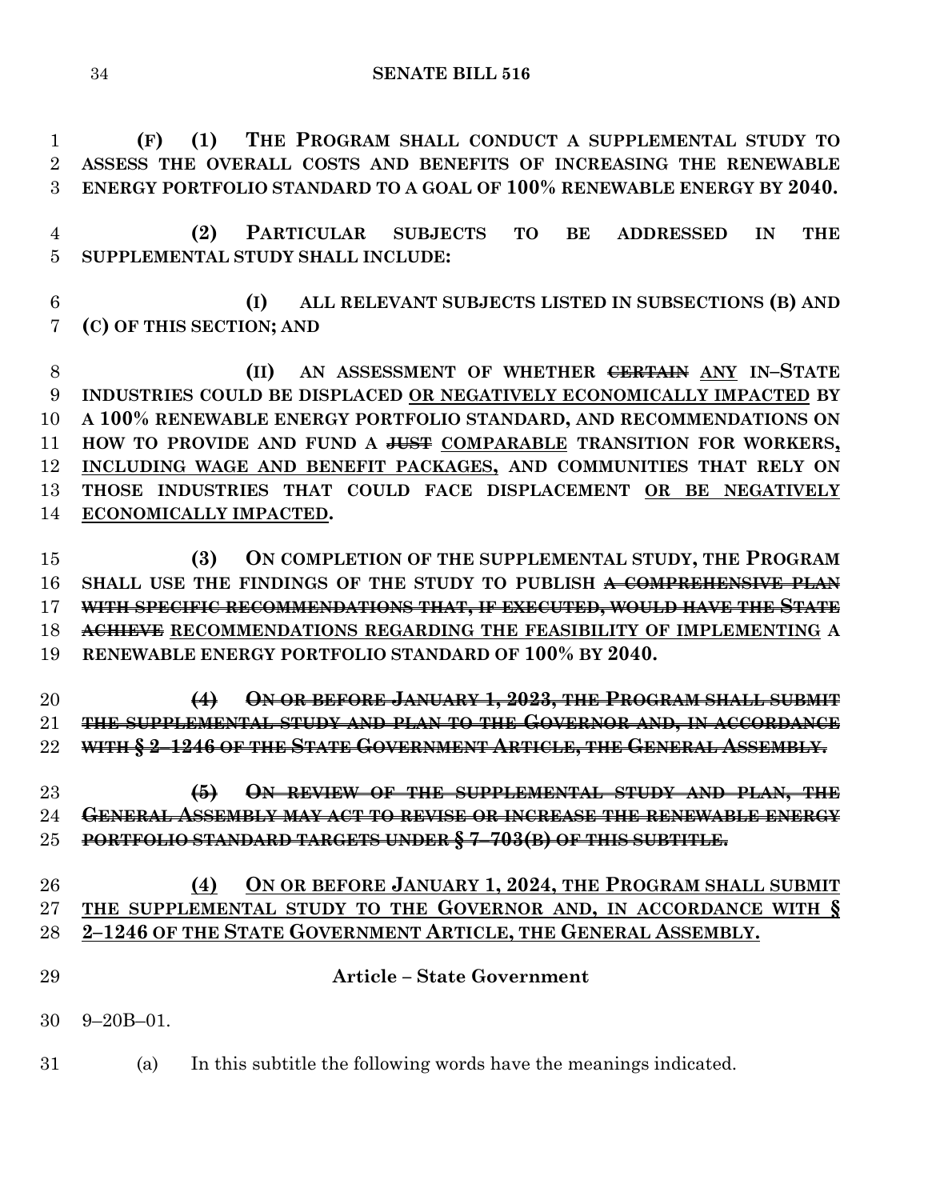**(F) (1) THE PROGRAM SHALL CONDUCT A SUPPLEMENTAL STUDY TO ASSESS THE OVERALL COSTS AND BENEFITS OF INCREASING THE RENEWABLE ENERGY PORTFOLIO STANDARD TO A GOAL OF 100% RENEWABLE ENERGY BY 2040.**

**(2) PARTICULAR SUBJECTS TO BE ADDRESSED IN THE SUPPLEMENTAL STUDY SHALL INCLUDE:**

**(I) ALL RELEVANT SUBJECTS LISTED IN SUBSECTIONS (B) AND (C) OF THIS SECTION; AND**

**(II) AN ASSESSMENT OF WHETHER ~~CERTAIN~~ <u>ANY</u> IN–STATE INDUSTRIES COULD BE DISPLACED <u>OR NEGATIVELY ECONOMICALLY IMPACTED</u> BY A 100% RENEWABLE ENERGY PORTFOLIO STANDARD, AND RECOMMENDATIONS ON HOW TO PROVIDE AND FUND A ~~JUST~~ <u>COMPARABLE</u> TRANSITION FOR WORKERS, <u>INCLUDING WAGE AND BENEFIT PACKAGES,</u> AND COMMUNITIES THAT RELY ON THOSE INDUSTRIES THAT COULD FACE DISPLACEMENT <u>OR BE NEGATIVELY ECONOMICALLY IMPACTED</u>.**

**(3) ON COMPLETION OF THE SUPPLEMENTAL STUDY, THE PROGRAM SHALL USE THE FINDINGS OF THE STUDY TO PUBLISH ~~A COMPREHENSIVE PLAN WITH SPECIFIC RECOMMENDATIONS THAT, IF EXECUTED, WOULD HAVE THE STATE ACHIEVE~~ <u>RECOMMENDATIONS REGARDING THE FEASIBILITY OF IMPLEMENTING</u> A RENEWABLE ENERGY PORTFOLIO STANDARD OF 100% BY 2040.**

**~~(4) ON OR BEFORE JANUARY 1, 2023, THE PROGRAM SHALL SUBMIT THE SUPPLEMENTAL STUDY AND PLAN TO THE GOVERNOR AND, IN ACCORDANCE WITH § 2–1246 OF THE STATE GOVERNMENT ARTICLE, THE GENERAL ASSEMBLY.~~**

**~~(5) ON REVIEW OF THE SUPPLEMENTAL STUDY AND PLAN, THE GENERAL ASSEMBLY MAY ACT TO REVISE OR INCREASE THE RENEWABLE ENERGY PORTFOLIO STANDARD TARGETS UNDER § 7–703(B) OF THIS SUBTITLE.~~**

**<u>(4) ON OR BEFORE JANUARY 1, 2024, THE PROGRAM SHALL SUBMIT THE SUPPLEMENTAL STUDY TO THE GOVERNOR AND, IN ACCORDANCE WITH § 2–1246 OF THE STATE GOVERNMENT ARTICLE, THE GENERAL ASSEMBLY.</u>**

**Article – State Government**

9–20B–01.

(a) In this subtitle the following words have the meanings indicated.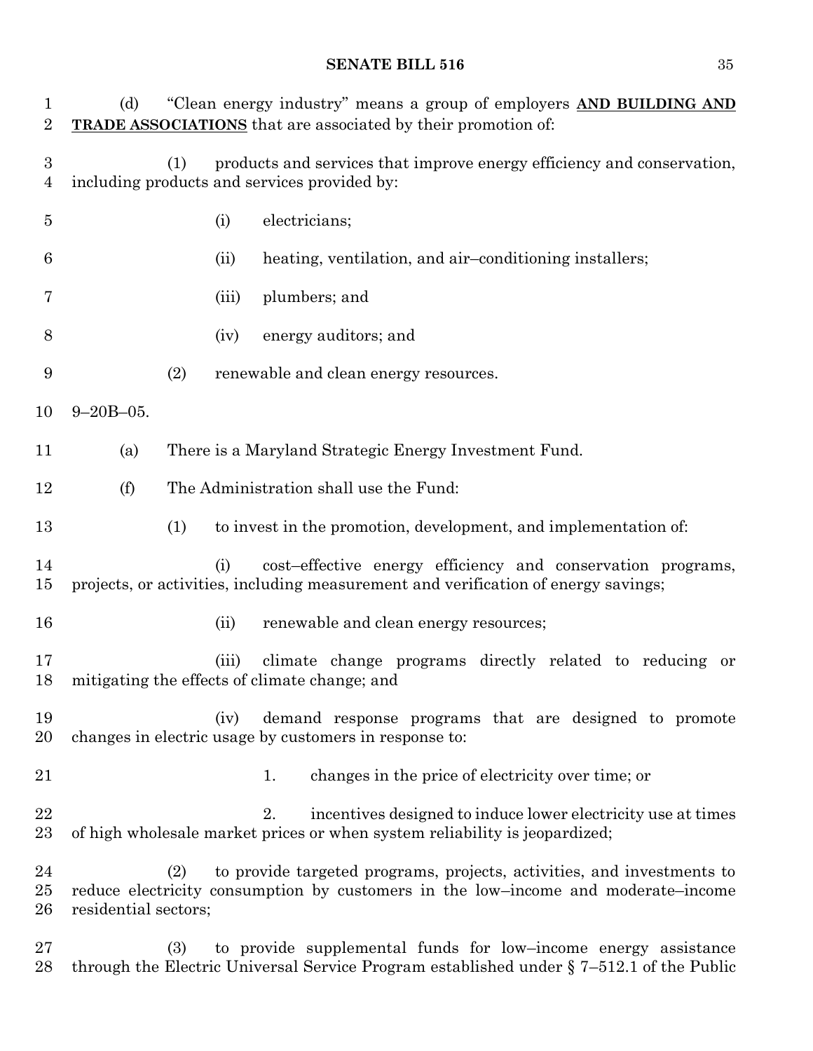(d) "Clean energy industry" means a group of employers **AND BUILDING AND TRADE ASSOCIATIONS** that are associated by their promotion of:

(1) products and services that improve energy efficiency and conservation, including products and services provided by:

(i) electricians;

(ii) heating, ventilation, and air–conditioning installers;

(iii) plumbers; and

(iv) energy auditors; and

(2) renewable and clean energy resources.

9–20B–05.

(a) There is a Maryland Strategic Energy Investment Fund.

(f) The Administration shall use the Fund:

(1) to invest in the promotion, development, and implementation of:

(i) cost–effective energy efficiency and conservation programs, projects, or activities, including measurement and verification of energy savings;

(ii) renewable and clean energy resources;

(iii) climate change programs directly related to reducing or mitigating the effects of climate change; and

(iv) demand response programs that are designed to promote changes in electric usage by customers in response to:

1. changes in the price of electricity over time; or

2. incentives designed to induce lower electricity use at times of high wholesale market prices or when system reliability is jeopardized;

(2) to provide targeted programs, projects, activities, and investments to reduce electricity consumption by customers in the low–income and moderate–income residential sectors;

(3) to provide supplemental funds for low–income energy assistance through the Electric Universal Service Program established under § 7–512.1 of the Public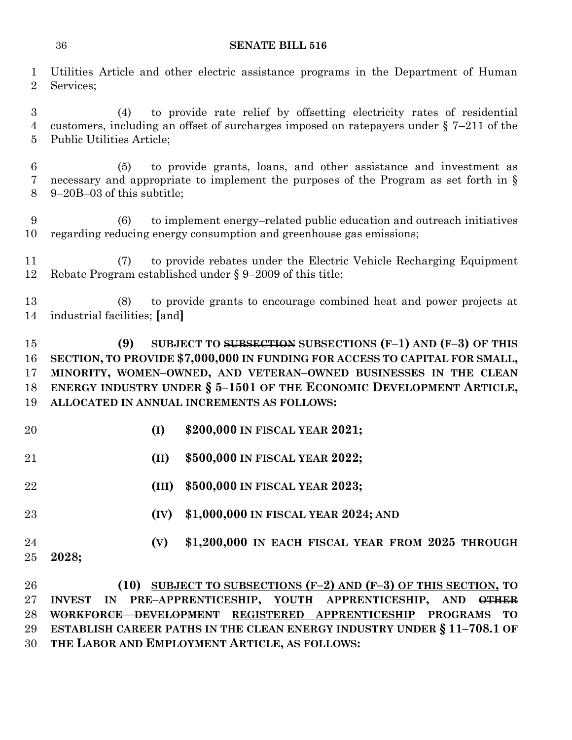Utilities Article and other electric assistance programs in the Department of Human Services;

(4) to provide rate relief by offsetting electricity rates of residential customers, including an offset of surcharges imposed on ratepayers under § 7–211 of the Public Utilities Article;

(5) to provide grants, loans, and other assistance and investment as necessary and appropriate to implement the purposes of the Program as set forth in § 9–20B–03 of this subtitle;

(6) to implement energy–related public education and outreach initiatives regarding reducing energy consumption and greenhouse gas emissions;

(7) to provide rebates under the Electric Vehicle Recharging Equipment Rebate Program established under § 9–2009 of this title;

(8) to provide grants to encourage combined heat and power projects at industrial facilities; **[**and**]**

**(9) SUBJECT TO ~~SUBSECTION~~ SUBSECTIONS (F–1) AND (F–3) OF THIS SECTION, TO PROVIDE $7,000,000 IN FUNDING FOR ACCESS TO CAPITAL FOR SMALL, MINORITY, WOMEN–OWNED, AND VETERAN–OWNED BUSINESSES IN THE CLEAN ENERGY INDUSTRY UNDER § 5–1501 OF THE ECONOMIC DEVELOPMENT ARTICLE, ALLOCATED IN ANNUAL INCREMENTS AS FOLLOWS:**

**(I) $200,000 IN FISCAL YEAR 2021;**

**(II) $500,000 IN FISCAL YEAR 2022;**

**(III) $500,000 IN FISCAL YEAR 2023;**

**(IV) $1,000,000 IN FISCAL YEAR 2024; AND**

**(V) $1,200,000 IN EACH FISCAL YEAR FROM 2025 THROUGH 2028;**

**(10) SUBJECT TO SUBSECTIONS (F–2) AND (F–3) OF THIS SECTION, TO INVEST IN PRE–APPRENTICESHIP, YOUTH APPRENTICESHIP, AND ~~OTHER WORKFORCE DEVELOPMENT~~ REGISTERED APPRENTICESHIP PROGRAMS TO ESTABLISH CAREER PATHS IN THE CLEAN ENERGY INDUSTRY UNDER § 11–708.1 OF THE LABOR AND EMPLOYMENT ARTICLE, AS FOLLOWS:**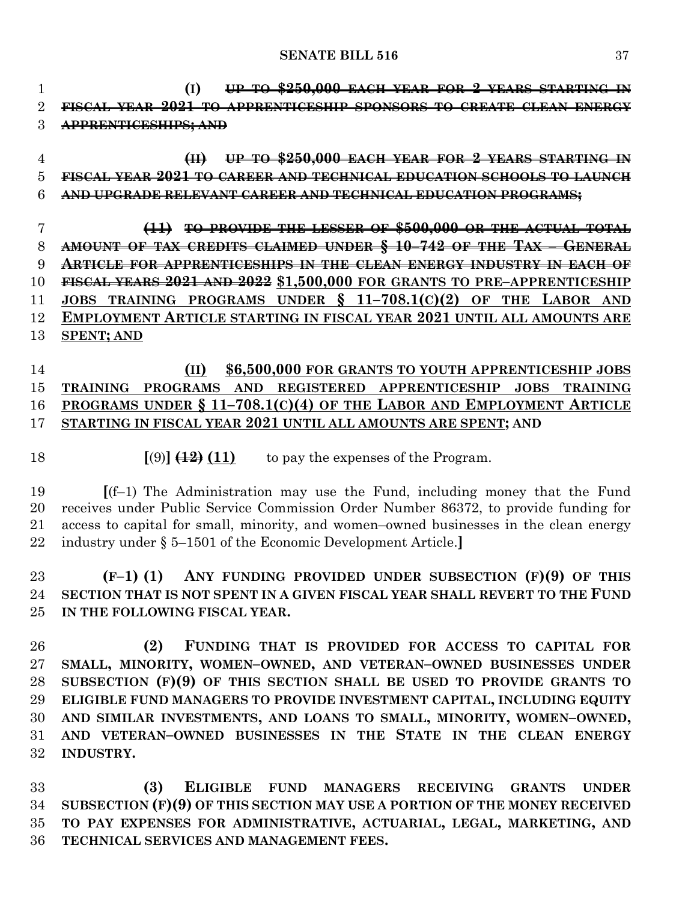(I) ~~UP TO $250,000 EACH YEAR FOR 2 YEARS STARTING IN FISCAL YEAR 2021 TO APPRENTICESHIP SPONSORS TO CREATE CLEAN ENERGY APPRENTICESHIPS; AND~~

~~(II) UP TO $250,000 EACH YEAR FOR 2 YEARS STARTING IN FISCAL YEAR 2021 TO CAREER AND TECHNICAL EDUCATION SCHOOLS TO LAUNCH AND UPGRADE RELEVANT CAREER AND TECHNICAL EDUCATION PROGRAMS;~~

~~(11) TO PROVIDE THE LESSER OF $500,000 OR THE ACTUAL TOTAL AMOUNT OF TAX CREDITS CLAIMED UNDER § 10–742 OF THE TAX – GENERAL ARTICLE FOR APPRENTICESHIPS IN THE CLEAN ENERGY INDUSTRY IN EACH OF FISCAL YEARS 2021 AND 2022~~ **$1,500,000 FOR GRANTS TO PRE–APPRENTICESHIP JOBS TRAINING PROGRAMS UNDER § 11–708.1(C)(2) OF THE LABOR AND EMPLOYMENT ARTICLE STARTING IN FISCAL YEAR 2021 UNTIL ALL AMOUNTS ARE SPENT; AND**

**(II) $6,500,000 FOR GRANTS TO YOUTH APPRENTICESHIP JOBS TRAINING PROGRAMS AND REGISTERED APPRENTICESHIP JOBS TRAINING PROGRAMS UNDER § 11–708.1(C)(4) OF THE LABOR AND EMPLOYMENT ARTICLE STARTING IN FISCAL YEAR 2021 UNTIL ALL AMOUNTS ARE SPENT; AND**

[(9)] ~~(12)~~ **(11)** to pay the expenses of the Program.

[(f–1) The Administration may use the Fund, including money that the Fund receives under Public Service Commission Order Number 86372, to provide funding for access to capital for small, minority, and women–owned businesses in the clean energy industry under § 5–1501 of the Economic Development Article.]

**(F–1) (1) ANY FUNDING PROVIDED UNDER SUBSECTION (F)(9) OF THIS SECTION THAT IS NOT SPENT IN A GIVEN FISCAL YEAR SHALL REVERT TO THE FUND IN THE FOLLOWING FISCAL YEAR.**

**(2) FUNDING THAT IS PROVIDED FOR ACCESS TO CAPITAL FOR SMALL, MINORITY, WOMEN–OWNED, AND VETERAN–OWNED BUSINESSES UNDER SUBSECTION (F)(9) OF THIS SECTION SHALL BE USED TO PROVIDE GRANTS TO ELIGIBLE FUND MANAGERS TO PROVIDE INVESTMENT CAPITAL, INCLUDING EQUITY AND SIMILAR INVESTMENTS, AND LOANS TO SMALL, MINORITY, WOMEN–OWNED, AND VETERAN–OWNED BUSINESSES IN THE STATE IN THE CLEAN ENERGY INDUSTRY.**

**(3) ELIGIBLE FUND MANAGERS RECEIVING GRANTS UNDER SUBSECTION (F)(9) OF THIS SECTION MAY USE A PORTION OF THE MONEY RECEIVED TO PAY EXPENSES FOR ADMINISTRATIVE, ACTUARIAL, LEGAL, MARKETING, AND TECHNICAL SERVICES AND MANAGEMENT FEES.**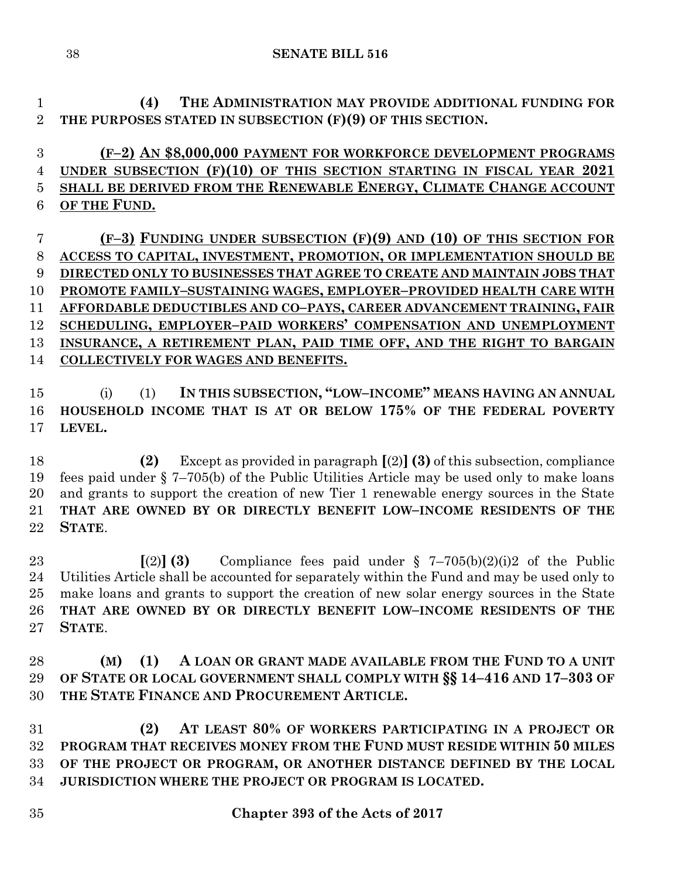**(4) THE ADMINISTRATION MAY PROVIDE ADDITIONAL FUNDING FOR THE PURPOSES STATED IN SUBSECTION (F)(9) OF THIS SECTION.**

**(F–2) AN $8,000,000 PAYMENT FOR WORKFORCE DEVELOPMENT PROGRAMS UNDER SUBSECTION (F)(10) OF THIS SECTION STARTING IN FISCAL YEAR 2021 SHALL BE DERIVED FROM THE RENEWABLE ENERGY, CLIMATE CHANGE ACCOUNT OF THE FUND.**

**(F–3) FUNDING UNDER SUBSECTION (F)(9) AND (10) OF THIS SECTION FOR ACCESS TO CAPITAL, INVESTMENT, PROMOTION, OR IMPLEMENTATION SHOULD BE DIRECTED ONLY TO BUSINESSES THAT AGREE TO CREATE AND MAINTAIN JOBS THAT PROMOTE FAMILY–SUSTAINING WAGES, EMPLOYER–PROVIDED HEALTH CARE WITH AFFORDABLE DEDUCTIBLES AND CO–PAYS, CAREER ADVANCEMENT TRAINING, FAIR SCHEDULING, EMPLOYER–PAID WORKERS' COMPENSATION AND UNEMPLOYMENT INSURANCE, A RETIREMENT PLAN, PAID TIME OFF, AND THE RIGHT TO BARGAIN COLLECTIVELY FOR WAGES AND BENEFITS.**

(i) (1) **IN THIS SUBSECTION, "LOW–INCOME" MEANS HAVING AN ANNUAL HOUSEHOLD INCOME THAT IS AT OR BELOW 175% OF THE FEDERAL POVERTY LEVEL.**

**(2)** Except as provided in paragraph **[**(2)**] (3)** of this subsection, compliance fees paid under § 7–705(b) of the Public Utilities Article may be used only to make loans and grants to support the creation of new Tier 1 renewable energy sources in the State **THAT ARE OWNED BY OR DIRECTLY BENEFIT LOW–INCOME RESIDENTS OF THE STATE**.

**[**(2)**] (3)** Compliance fees paid under § 7–705(b)(2)(i)2 of the Public Utilities Article shall be accounted for separately within the Fund and may be used only to make loans and grants to support the creation of new solar energy sources in the State **THAT ARE OWNED BY OR DIRECTLY BENEFIT LOW–INCOME RESIDENTS OF THE STATE**.

**(M) (1) A LOAN OR GRANT MADE AVAILABLE FROM THE FUND TO A UNIT OF STATE OR LOCAL GOVERNMENT SHALL COMPLY WITH §§ 14–416 AND 17–303 OF THE STATE FINANCE AND PROCUREMENT ARTICLE.**

**(2) AT LEAST 80% OF WORKERS PARTICIPATING IN A PROJECT OR PROGRAM THAT RECEIVES MONEY FROM THE FUND MUST RESIDE WITHIN 50 MILES OF THE PROJECT OR PROGRAM, OR ANOTHER DISTANCE DEFINED BY THE LOCAL JURISDICTION WHERE THE PROJECT OR PROGRAM IS LOCATED.**

**Chapter 393 of the Acts of 2017**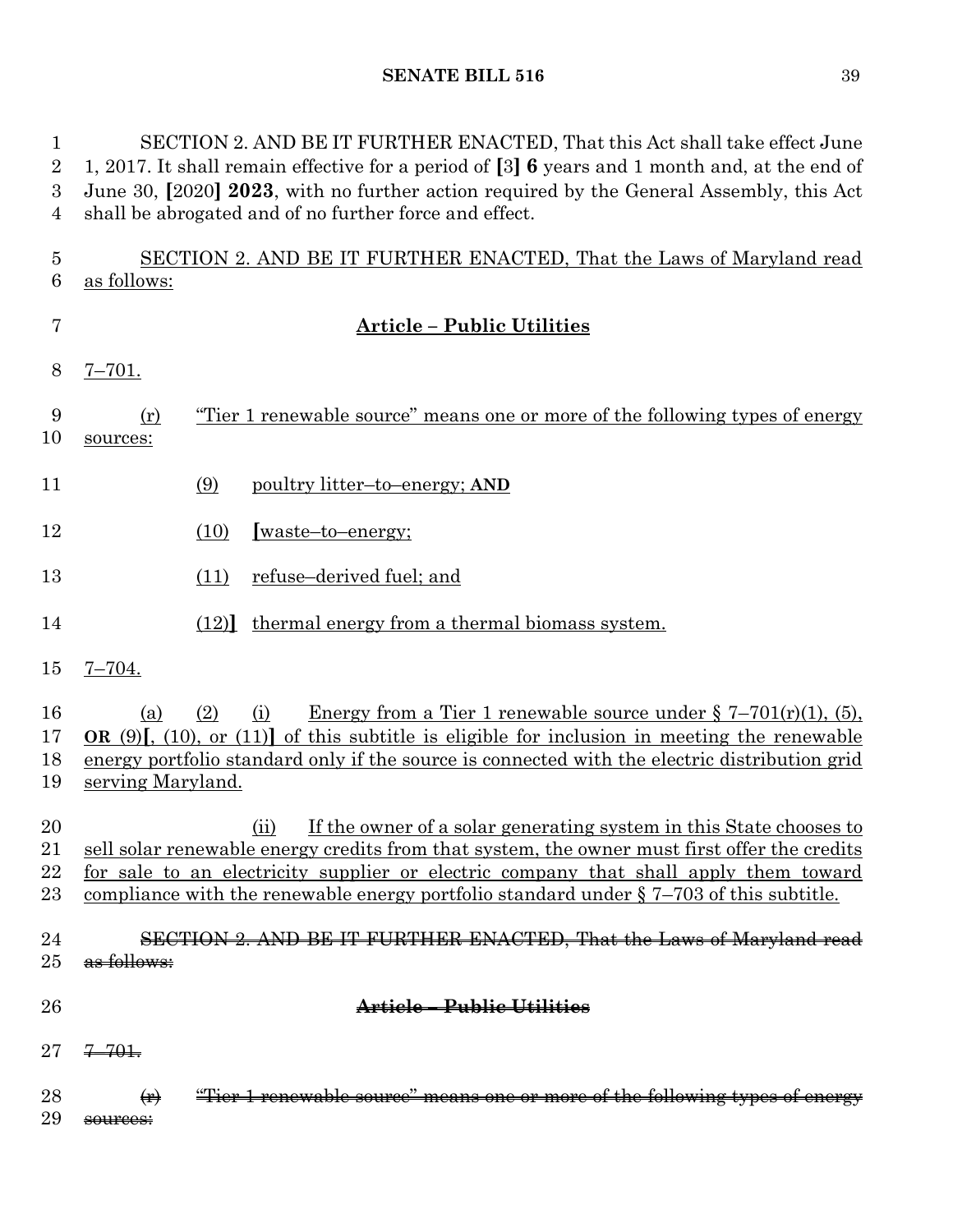SECTION 2. AND BE IT FURTHER ENACTED, That this Act shall take effect June 1, 2017. It shall remain effective for a period of [3] **6** years and 1 month and, at the end of June 30, [2020] **2023**, with no further action required by the General Assembly, this Act shall be abrogated and of no further force and effect.

<u>SECTION 2. AND BE IT FURTHER ENACTED, That the Laws of Maryland read as follows:</u>

**<u>Article – Public Utilities</u>**

<u>7–701.</u>

<u>(r) "Tier 1 renewable source" means one or more of the following types of energy sources:</u>

<u>(9) poultry litter–to–energy;</u> **AND**

<u>(10)</u> **[**<u>waste–to–energy;</u>

<u>(11) refuse–derived fuel; and</u>

<u>(12)</u>**]** <u>thermal energy from a thermal biomass system.</u>

<u>7–704.</u>

<u>(a) (2) (i) Energy from a Tier 1 renewable source under § 7–701(r)(1), (5),</u> **OR** <u>(9)</u>**[**<u>, (10), or (11)</u>**]** <u>of this subtitle is eligible for inclusion in meeting the renewable energy portfolio standard only if the source is connected with the electric distribution grid serving Maryland.</u>

<u>(ii) If the owner of a solar generating system in this State chooses to sell solar renewable energy credits from that system, the owner must first offer the credits for sale to an electricity supplier or electric company that shall apply them toward compliance with the renewable energy portfolio standard under § 7–703 of this subtitle.</u>

~~SECTION 2. AND BE IT FURTHER ENACTED, That the Laws of Maryland read as follows:~~

~~**Article – Public Utilities**~~

~~7–701.~~

~~(r) "Tier 1 renewable source" means one or more of the following types of energy sources:~~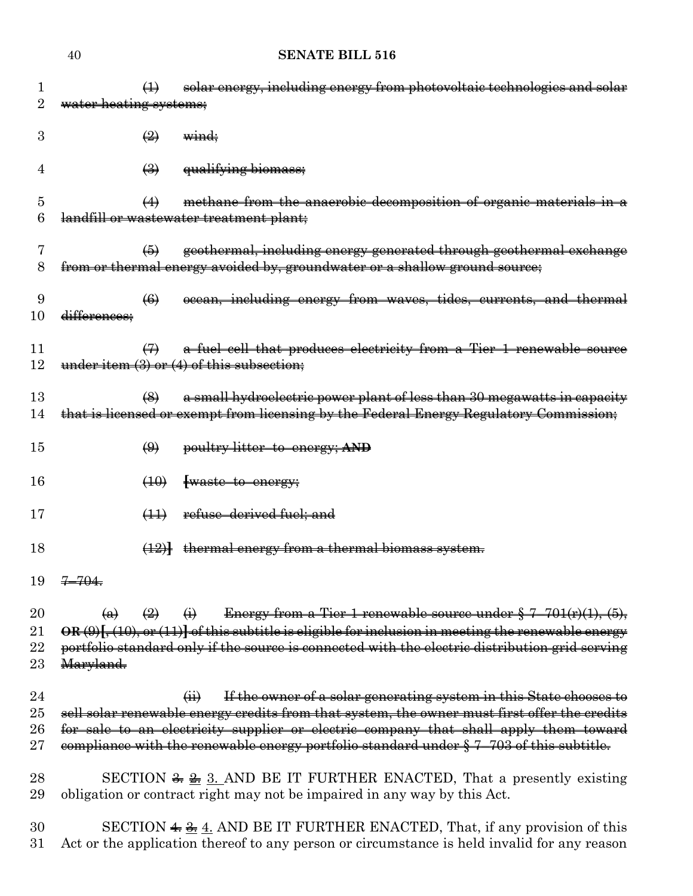~~(1) solar energy, including energy from photovoltaic technologies and solar water heating systems;~~

~~(2) wind;~~

~~(3) qualifying biomass;~~

~~(4) methane from the anaerobic decomposition of organic materials in a landfill or wastewater treatment plant;~~

~~(5) geothermal, including energy generated through geothermal exchange from or thermal energy avoided by, groundwater or a shallow ground source;~~

~~(6) ocean, including energy from waves, tides, currents, and thermal differences;~~

~~(7) a fuel cell that produces electricity from a Tier 1 renewable source under item (3) or (4) of this subsection;~~

~~(8) a small hydroelectric power plant of less than 30 megawatts in capacity that is licensed or exempt from licensing by the Federal Energy Regulatory Commission;~~

~~(9) poultry litter–to–energy; **AND**~~

~~(10) [waste–to–energy;~~

~~(11) refuse–derived fuel; and~~

~~(12)] thermal energy from a thermal biomass system.~~

~~7–704.~~

~~(a) (2) (i) Energy from a Tier 1 renewable source under § 7–701(r)(1), (5), **OR** (9)[, (10), or (11)] of this subtitle is eligible for inclusion in meeting the renewable energy portfolio standard only if the source is connected with the electric distribution grid serving Maryland.~~

~~(ii) If the owner of a solar generating system in this State chooses to sell solar renewable energy credits from that system, the owner must first offer the credits for sale to an electricity supplier or electric company that shall apply them toward compliance with the renewable energy portfolio standard under § 7–703 of this subtitle.~~

SECTION ~~3.~~ ~~2.~~ 3. AND BE IT FURTHER ENACTED, That a presently existing obligation or contract right may not be impaired in any way by this Act.

SECTION ~~4.~~ ~~3.~~ 4. AND BE IT FURTHER ENACTED, That, if any provision of this Act or the application thereof to any person or circumstance is held invalid for any reason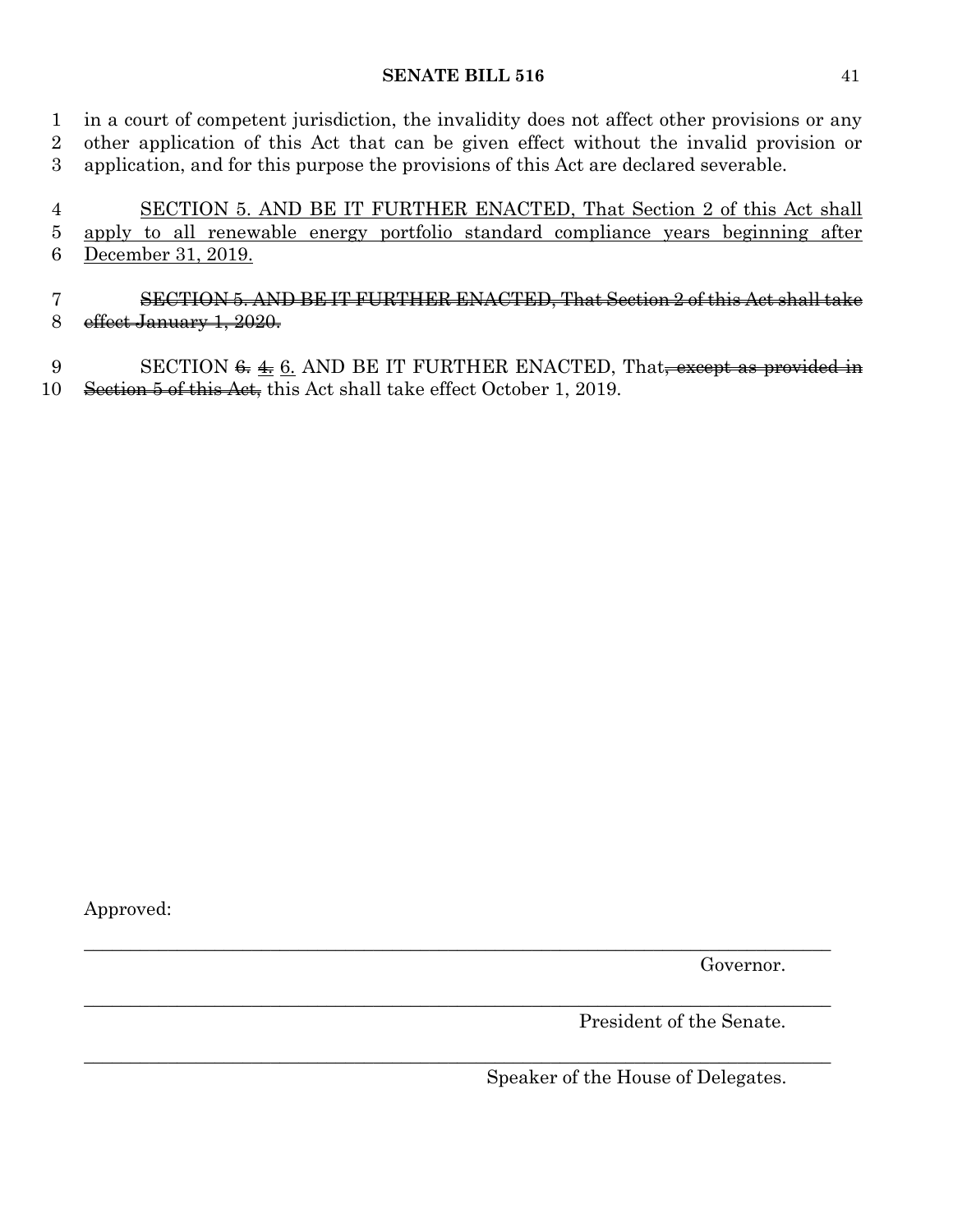in a court of competent jurisdiction, the invalidity does not affect other provisions or any other application of this Act that can be given effect without the invalid provision or application, and for this purpose the provisions of this Act are declared severable.

<u>SECTION 5. AND BE IT FURTHER ENACTED, That Section 2 of this Act shall apply to all renewable energy portfolio standard compliance years beginning after December 31, 2019.</u>

~~SECTION 5. AND BE IT FURTHER ENACTED, That Section 2 of this Act shall take effect January 1, 2020.~~

SECTION ~~6.~~ ~~4.~~ <u>6.</u> AND BE IT FURTHER ENACTED, That~~, except as provided in Section 5 of this Act,~~ this Act shall take effect October 1, 2019.

Approved:

\_\_\_\_\_\_\_\_\_\_\_\_\_\_\_\_\_\_\_\_\_\_\_\_\_\_\_\_\_\_\_\_\_\_\_\_\_\_\_\_\_\_\_\_\_\_\_\_\_\_\_\_\_\_\_\_\_\_\_\_\_\_\_\_\_\_

Governor.

\_\_\_\_\_\_\_\_\_\_\_\_\_\_\_\_\_\_\_\_\_\_\_\_\_\_\_\_\_\_\_\_\_\_\_\_\_\_\_\_\_\_\_\_\_\_\_\_\_\_\_\_\_\_\_\_\_\_\_\_\_\_\_\_\_\_

President of the Senate.

\_\_\_\_\_\_\_\_\_\_\_\_\_\_\_\_\_\_\_\_\_\_\_\_\_\_\_\_\_\_\_\_\_\_\_\_\_\_\_\_\_\_\_\_\_\_\_\_\_\_\_\_\_\_\_\_\_\_\_\_\_\_\_\_\_\_

Speaker of the House of Delegates.